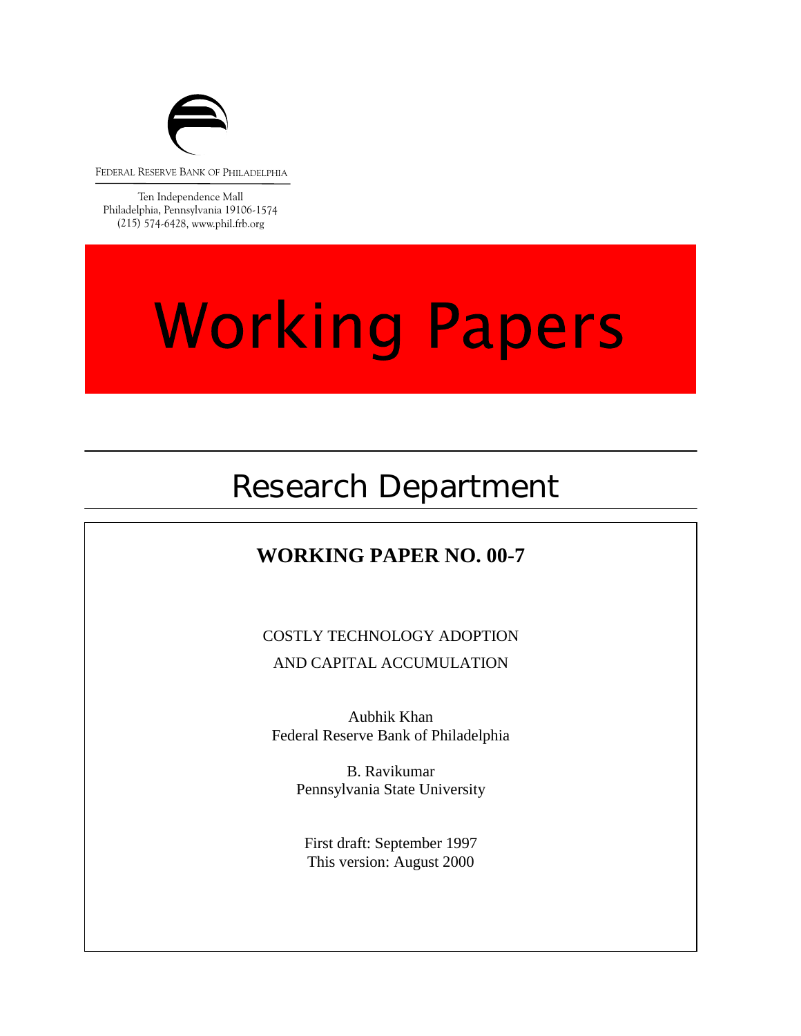FEDERAL RESERVE BANK OF PHILADELPHIA

Ten Independence Mall
Philadelphia, Pennsylvania 19106-1574
(215) 574-6428, www.phil.frb.org

# Working Papers

## Research Department

**WORKING PAPER NO. 00-7**

COSTLY TECHNOLOGY ADOPTION
AND CAPITAL ACCUMULATION

Aubhik Khan
Federal Reserve Bank of Philadelphia

B. Ravikumar
Pennsylvania State University

First draft: September 1997
This version: August 2000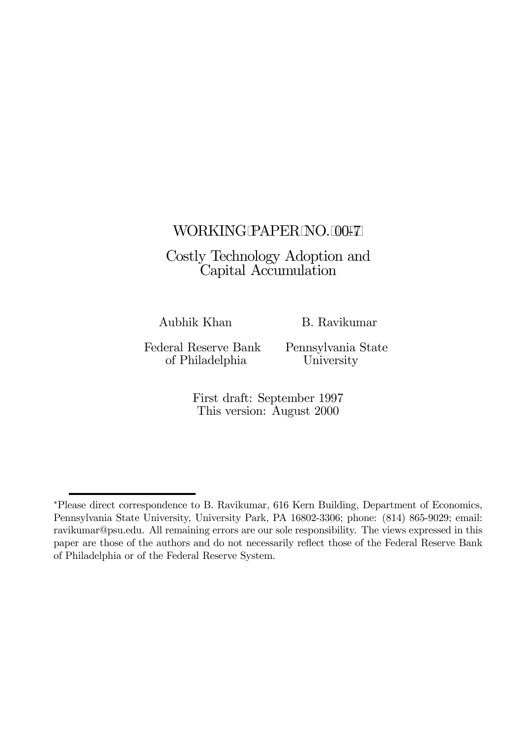WORKING PAPER NO. 00-7

# Costly Technology Adoption and Capital Accumulation

Aubhik Khan
Federal Reserve Bank of Philadelphia

B. Ravikumar
Pennsylvania State University

First draft: September 1997
This version: August 2000

---

*Please direct correspondence to B. Ravikumar, 616 Kern Building, Department of Economics, Pennsylvania State University, University Park, PA 16802-3306; phone: (814) 865-9029; email: ravikumar@psu.edu. All remaining errors are our sole responsibility. The views expressed in this paper are those of the authors and do not necessarily reflect those of the Federal Reserve Bank of Philadelphia or of the Federal Reserve System.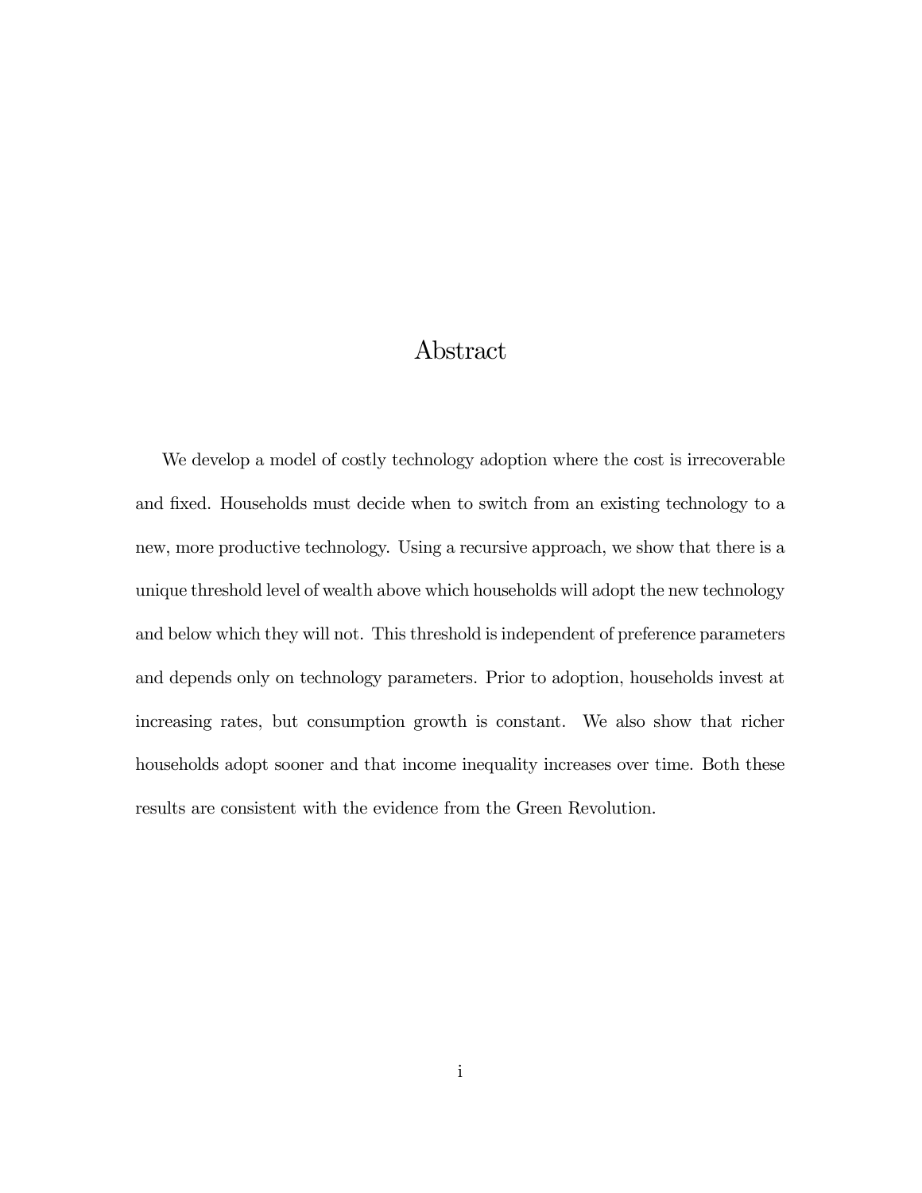# Abstract

We develop a model of costly technology adoption where the cost is irrecoverable and fixed. Households must decide when to switch from an existing technology to a new, more productive technology. Using a recursive approach, we show that there is a unique threshold level of wealth above which households will adopt the new technology and below which they will not. This threshold is independent of preference parameters and depends only on technology parameters. Prior to adoption, households invest at increasing rates, but consumption growth is constant. We also show that richer households adopt sooner and that income inequality increases over time. Both these results are consistent with the evidence from the Green Revolution.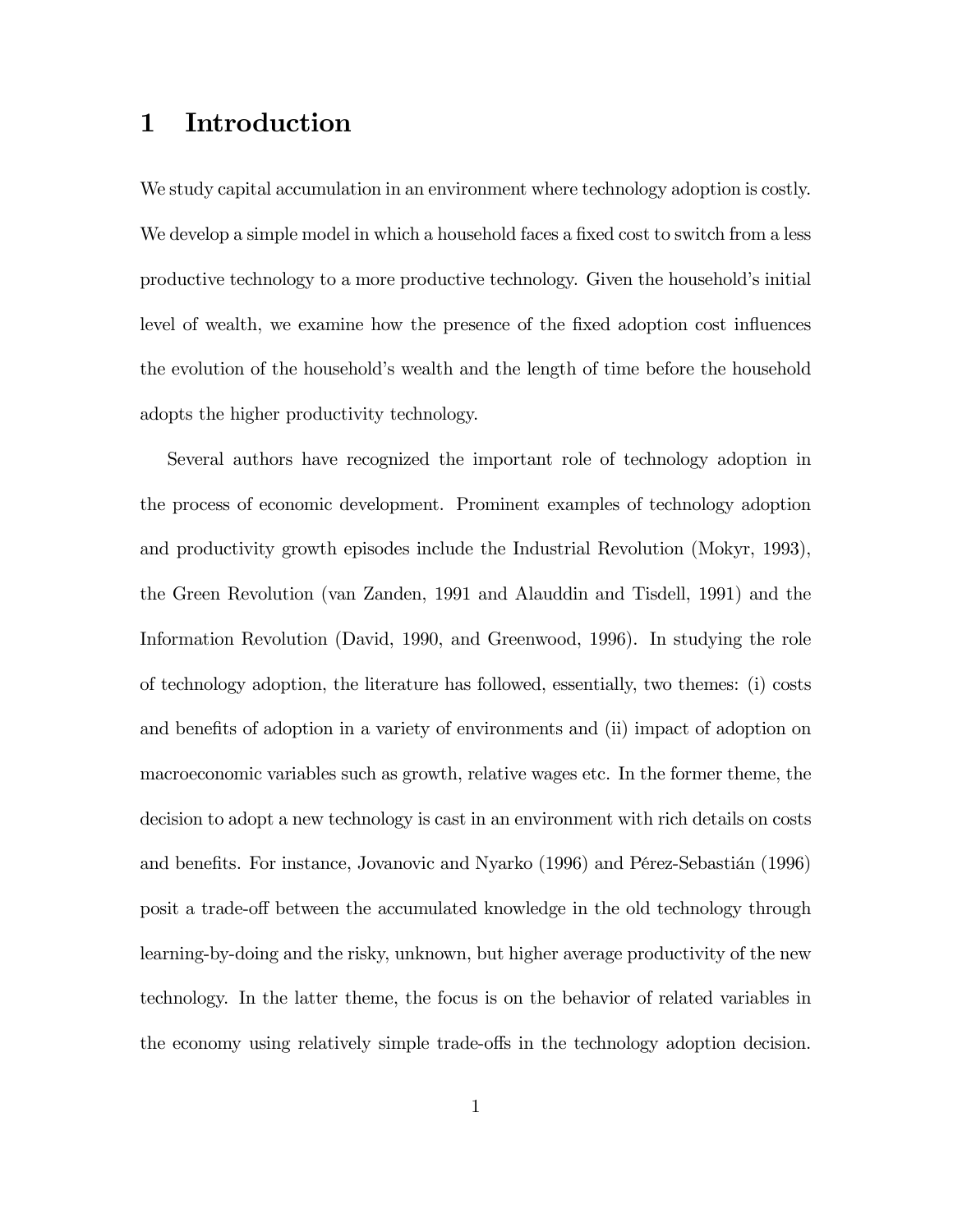# 1 Introduction

We study capital accumulation in an environment where technology adoption is costly. We develop a simple model in which a household faces a fixed cost to switch from a less productive technology to a more productive technology. Given the household's initial level of wealth, we examine how the presence of the fixed adoption cost influences the evolution of the household's wealth and the length of time before the household adopts the higher productivity technology.

Several authors have recognized the important role of technology adoption in the process of economic development. Prominent examples of technology adoption and productivity growth episodes include the Industrial Revolution (Mokyr, 1993), the Green Revolution (van Zanden, 1991 and Alauddin and Tisdell, 1991) and the Information Revolution (David, 1990, and Greenwood, 1996). In studying the role of technology adoption, the literature has followed, essentially, two themes: (i) costs and benefits of adoption in a variety of environments and (ii) impact of adoption on macroeconomic variables such as growth, relative wages etc. In the former theme, the decision to adopt a new technology is cast in an environment with rich details on costs and benefits. For instance, Jovanovic and Nyarko (1996) and Pérez-Sebastián (1996) posit a trade-off between the accumulated knowledge in the old technology through learning-by-doing and the risky, unknown, but higher average productivity of the new technology. In the latter theme, the focus is on the behavior of related variables in the economy using relatively simple trade-offs in the technology adoption decision.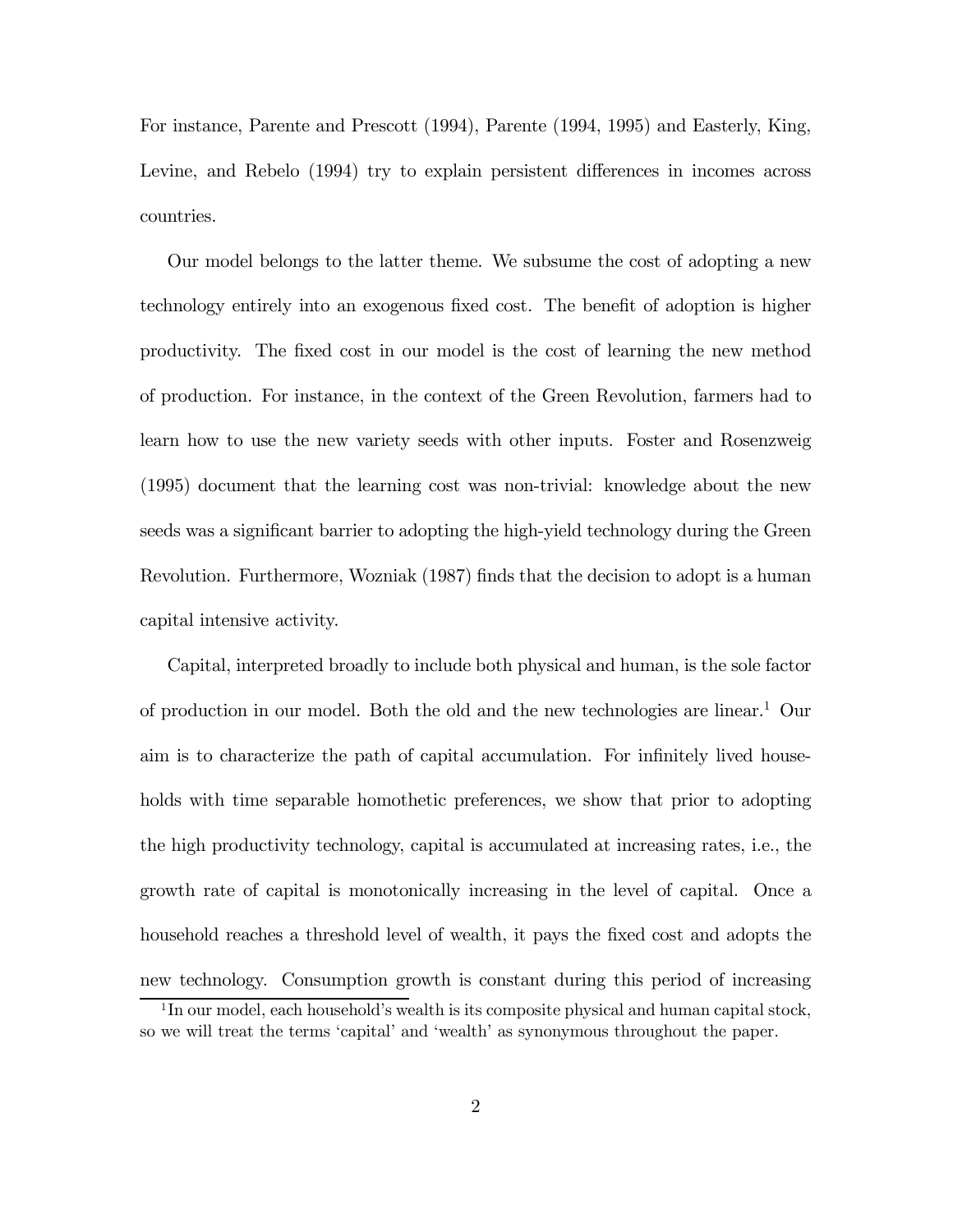For instance, Parente and Prescott (1994), Parente (1994, 1995) and Easterly, King, Levine, and Rebelo (1994) try to explain persistent differences in incomes across countries.

Our model belongs to the latter theme. We subsume the cost of adopting a new technology entirely into an exogenous fixed cost. The benefit of adoption is higher productivity. The fixed cost in our model is the cost of learning the new method of production. For instance, in the context of the Green Revolution, farmers had to learn how to use the new variety seeds with other inputs. Foster and Rosenzweig (1995) document that the learning cost was non-trivial: knowledge about the new seeds was a significant barrier to adopting the high-yield technology during the Green Revolution. Furthermore, Wozniak (1987) finds that the decision to adopt is a human capital intensive activity.

Capital, interpreted broadly to include both physical and human, is the sole factor of production in our model. Both the old and the new technologies are linear.[1] Our aim is to characterize the path of capital accumulation. For infinitely lived households with time separable homothetic preferences, we show that prior to adopting the high productivity technology, capital is accumulated at increasing rates, i.e., the growth rate of capital is monotonically increasing in the level of capital. Once a household reaches a threshold level of wealth, it pays the fixed cost and adopts the new technology. Consumption growth is constant during this period of increasing

[1] In our model, each household's wealth is its composite physical and human capital stock, so we will treat the terms 'capital' and 'wealth' as synonymous throughout the paper.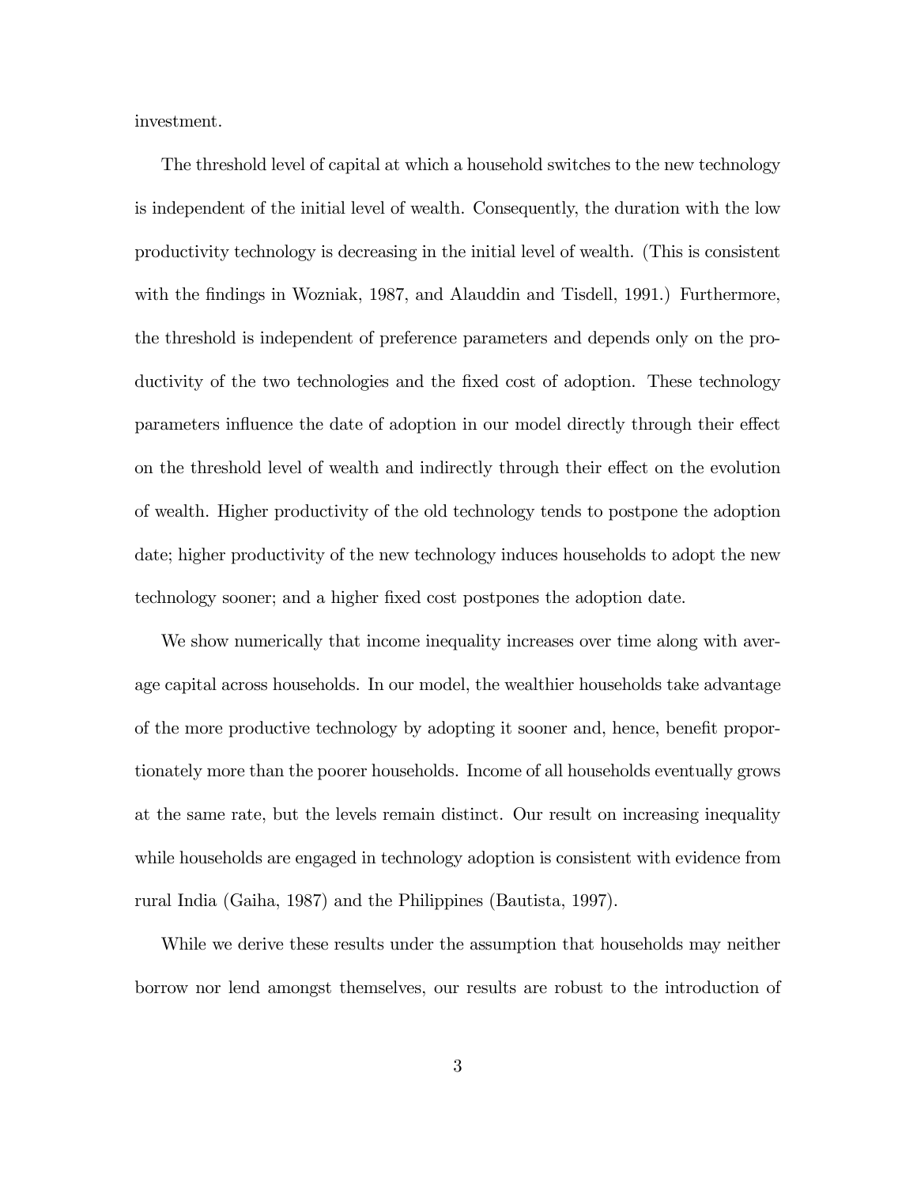investment.

The threshold level of capital at which a household switches to the new technology is independent of the initial level of wealth. Consequently, the duration with the low productivity technology is decreasing in the initial level of wealth. (This is consistent with the findings in Wozniak, 1987, and Alauddin and Tisdell, 1991.) Furthermore, the threshold is independent of preference parameters and depends only on the productivity of the two technologies and the fixed cost of adoption. These technology parameters influence the date of adoption in our model directly through their effect on the threshold level of wealth and indirectly through their effect on the evolution of wealth. Higher productivity of the old technology tends to postpone the adoption date; higher productivity of the new technology induces households to adopt the new technology sooner; and a higher fixed cost postpones the adoption date.

We show numerically that income inequality increases over time along with average capital across households. In our model, the wealthier households take advantage of the more productive technology by adopting it sooner and, hence, benefit proportionately more than the poorer households. Income of all households eventually grows at the same rate, but the levels remain distinct. Our result on increasing inequality while households are engaged in technology adoption is consistent with evidence from rural India (Gaiha, 1987) and the Philippines (Bautista, 1997).

While we derive these results under the assumption that households may neither borrow nor lend amongst themselves, our results are robust to the introduction of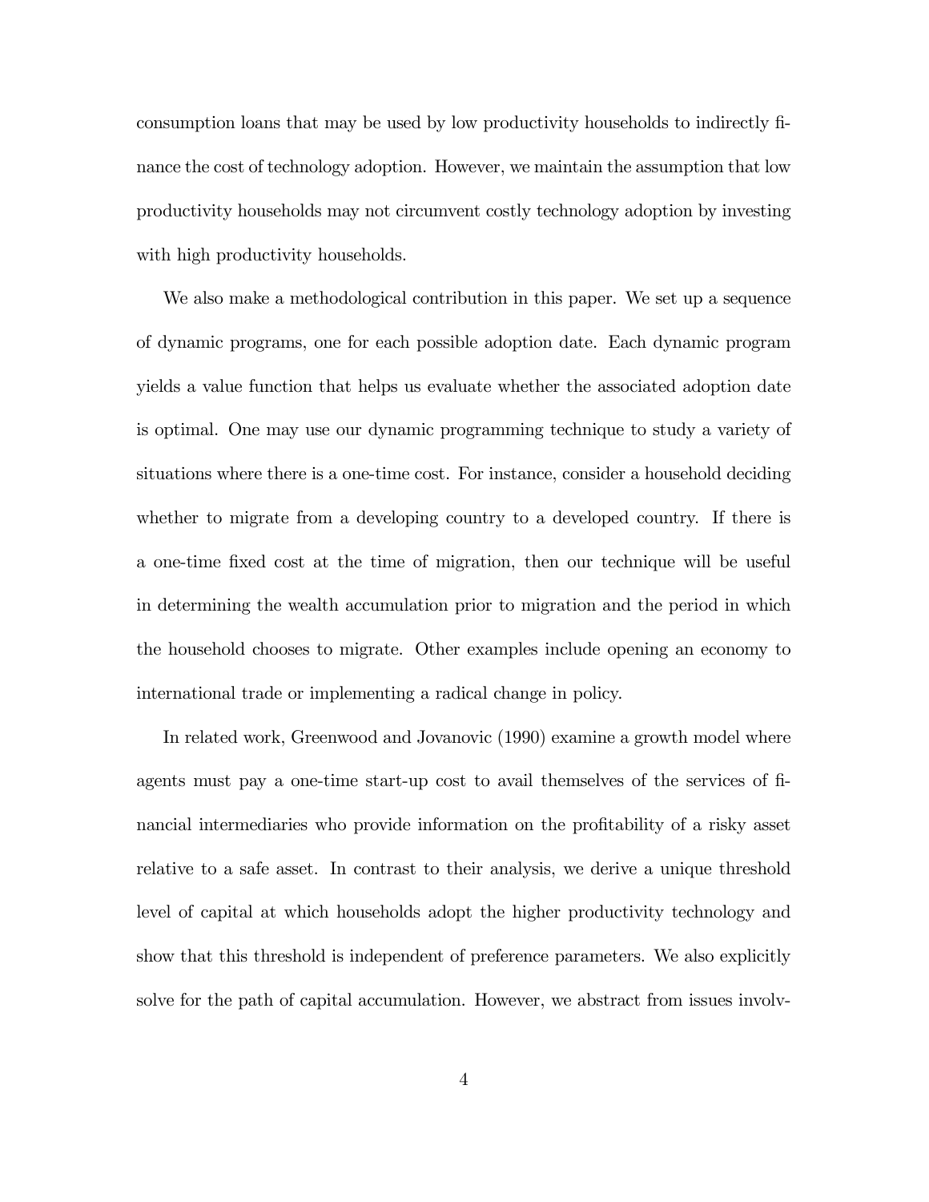consumption loans that may be used by low productivity households to indirectly finance the cost of technology adoption. However, we maintain the assumption that low productivity households may not circumvent costly technology adoption by investing with high productivity households.

We also make a methodological contribution in this paper. We set up a sequence of dynamic programs, one for each possible adoption date. Each dynamic program yields a value function that helps us evaluate whether the associated adoption date is optimal. One may use our dynamic programming technique to study a variety of situations where there is a one-time cost. For instance, consider a household deciding whether to migrate from a developing country to a developed country. If there is a one-time fixed cost at the time of migration, then our technique will be useful in determining the wealth accumulation prior to migration and the period in which the household chooses to migrate. Other examples include opening an economy to international trade or implementing a radical change in policy.

In related work, Greenwood and Jovanovic (1990) examine a growth model where agents must pay a one-time start-up cost to avail themselves of the services of financial intermediaries who provide information on the profitability of a risky asset relative to a safe asset. In contrast to their analysis, we derive a unique threshold level of capital at which households adopt the higher productivity technology and show that this threshold is independent of preference parameters. We also explicitly solve for the path of capital accumulation. However, we abstract from issues involv-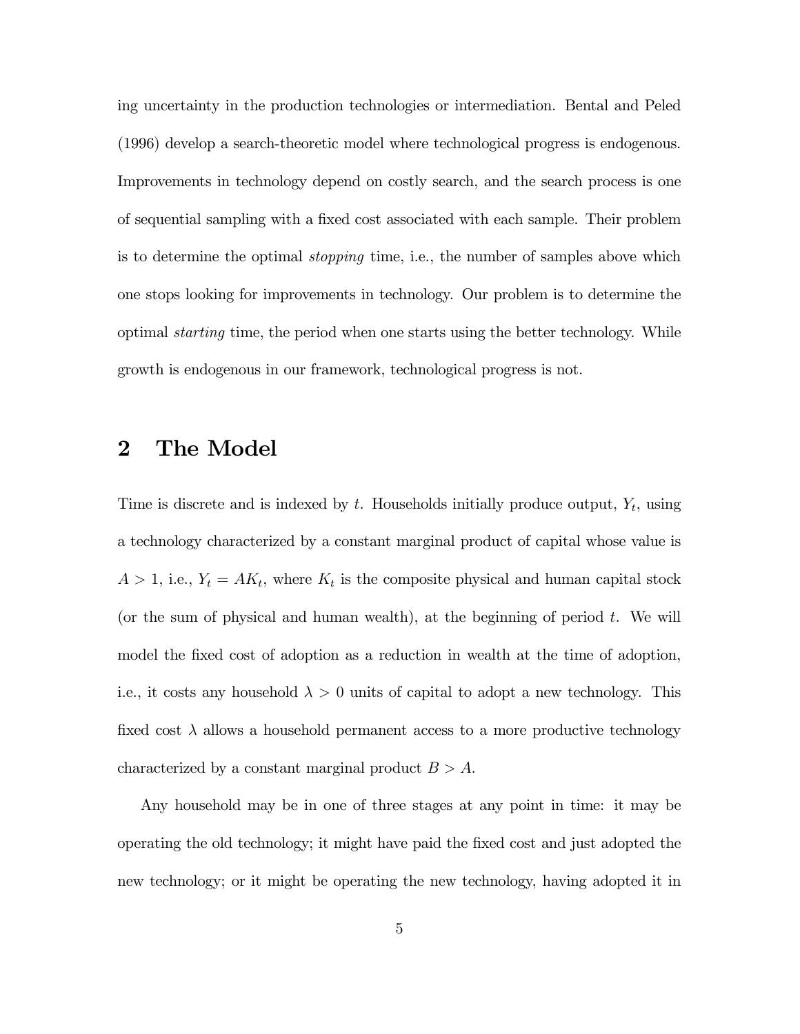ing uncertainty in the production technologies or intermediation. Bental and Peled (1996) develop a search-theoretic model where technological progress is endogenous. Improvements in technology depend on costly search, and the search process is one of sequential sampling with a fixed cost associated with each sample. Their problem is to determine the optimal *stopping* time, i.e., the number of samples above which one stops looking for improvements in technology. Our problem is to determine the optimal *starting* time, the period when one starts using the better technology. While growth is endogenous in our framework, technological progress is not.

## 2 The Model

Time is discrete and is indexed by $t$. Households initially produce output, $Y_t$, using a technology characterized by a constant marginal product of capital whose value is $A > 1$, i.e., $Y_t = AK_t$, where $K_t$ is the composite physical and human capital stock (or the sum of physical and human wealth), at the beginning of period $t$. We will model the fixed cost of adoption as a reduction in wealth at the time of adoption, i.e., it costs any household $\lambda > 0$ units of capital to adopt a new technology. This fixed cost $\lambda$ allows a household permanent access to a more productive technology characterized by a constant marginal product $B > A$.

Any household may be in one of three stages at any point in time: it may be operating the old technology; it might have paid the fixed cost and just adopted the new technology; or it might be operating the new technology, having adopted it in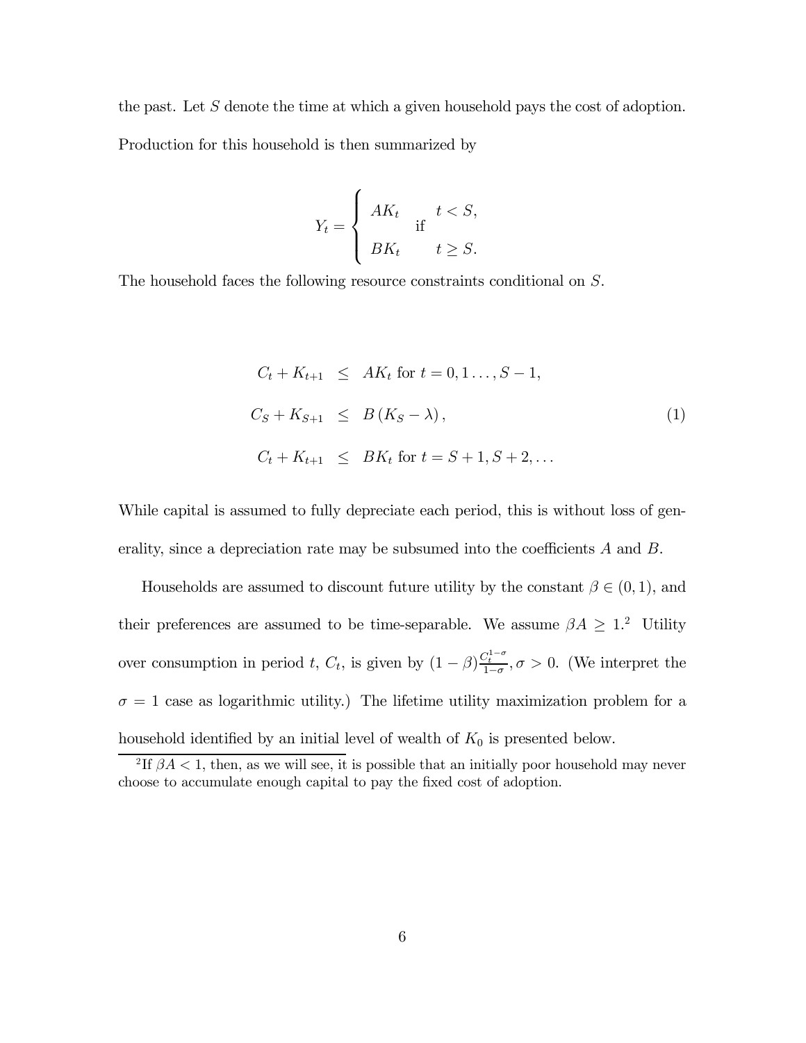the past. Let $S$ denote the time at which a given household pays the cost of adoption. Production for this household is then summarized by

$$Y_t = \begin{cases} AK_t & t < S, \\ BK_t & t \geq S. \end{cases} \text{ if}$$

The household faces the following resource constraints conditional on $S$.

$$\begin{aligned} C_t + K_{t+1} &\leq AK_t \text{ for } t = 0, 1 \ldots, S-1, \\ C_S + K_{S+1} &\leq B\left(K_S - \lambda\right), \\ C_t + K_{t+1} &\leq BK_t \text{ for } t = S+1, S+2, \ldots \end{aligned} \tag{1}$$

While capital is assumed to fully depreciate each period, this is without loss of generality, since a depreciation rate may be subsumed into the coefficients $A$ and $B$.

Households are assumed to discount future utility by the constant $\beta \in (0, 1)$, and their preferences are assumed to be time-separable. We assume $\beta A \geq 1$.[2] Utility over consumption in period $t$, $C_t$, is given by $(1-\beta)\frac{C_t^{1-\sigma}}{1-\sigma}, \sigma > 0$. (We interpret the $\sigma = 1$ case as logarithmic utility.) The lifetime utility maximization problem for a household identified by an initial level of wealth of $K_0$ is presented below.

[2] If $\beta A < 1$, then, as we will see, it is possible that an initially poor household may never choose to accumulate enough capital to pay the fixed cost of adoption.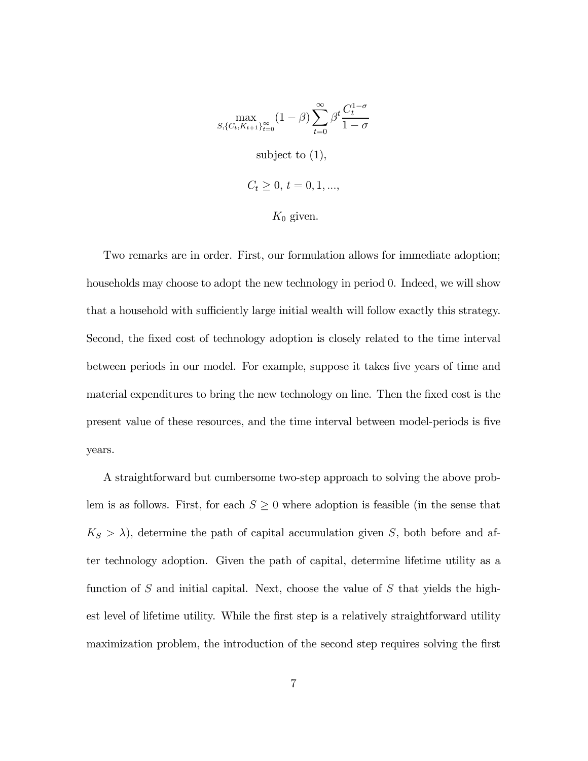$$\max_{S,\{C_t,K_{t+1}\}_{t=0}^{\infty}} (1-\beta)\sum_{t=0}^{\infty}\beta^t \frac{C_t^{1-\sigma}}{1-\sigma}$$

subject to (1),

$C_t \geq 0$, $t = 0, 1, ...,$

$K_0$ given.

Two remarks are in order. First, our formulation allows for immediate adoption; households may choose to adopt the new technology in period 0. Indeed, we will show that a household with sufficiently large initial wealth will follow exactly this strategy. Second, the fixed cost of technology adoption is closely related to the time interval between periods in our model. For example, suppose it takes five years of time and material expenditures to bring the new technology on line. Then the fixed cost is the present value of these resources, and the time interval between model-periods is five years.

A straightforward but cumbersome two-step approach to solving the above problem is as follows. First, for each $S \geq 0$ where adoption is feasible (in the sense that $K_S > \lambda$), determine the path of capital accumulation given $S$, both before and after technology adoption. Given the path of capital, determine lifetime utility as a function of $S$ and initial capital. Next, choose the value of $S$ that yields the highest level of lifetime utility. While the first step is a relatively straightforward utility maximization problem, the introduction of the second step requires solving the first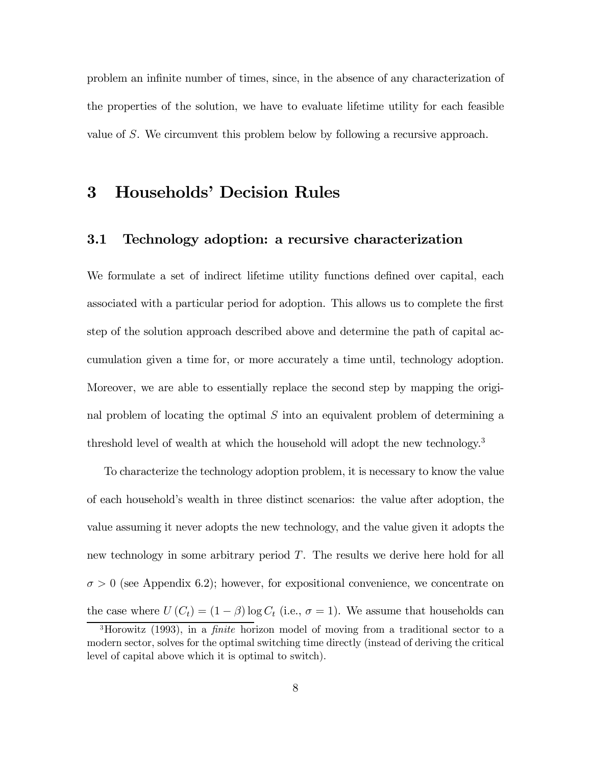problem an infinite number of times, since, in the absence of any characterization of the properties of the solution, we have to evaluate lifetime utility for each feasible value of $S$. We circumvent this problem below by following a recursive approach.

# 3 Households' Decision Rules

## 3.1 Technology adoption: a recursive characterization

We formulate a set of indirect lifetime utility functions defined over capital, each associated with a particular period for adoption. This allows us to complete the first step of the solution approach described above and determine the path of capital accumulation given a time for, or more accurately a time until, technology adoption. Moreover, we are able to essentially replace the second step by mapping the original problem of locating the optimal $S$ into an equivalent problem of determining a threshold level of wealth at which the household will adopt the new technology.[3]

To characterize the technology adoption problem, it is necessary to know the value of each household's wealth in three distinct scenarios: the value after adoption, the value assuming it never adopts the new technology, and the value given it adopts the new technology in some arbitrary period $T$. The results we derive here hold for all $\sigma > 0$ (see Appendix 6.2); however, for expositional convenience, we concentrate on the case where $U(C_t) = (1 - \beta) \log C_t$ (i.e., $\sigma = 1$). We assume that households can

[3] Horowitz (1993), in a *finite* horizon model of moving from a traditional sector to a modern sector, solves for the optimal switching time directly (instead of deriving the critical level of capital above which it is optimal to switch).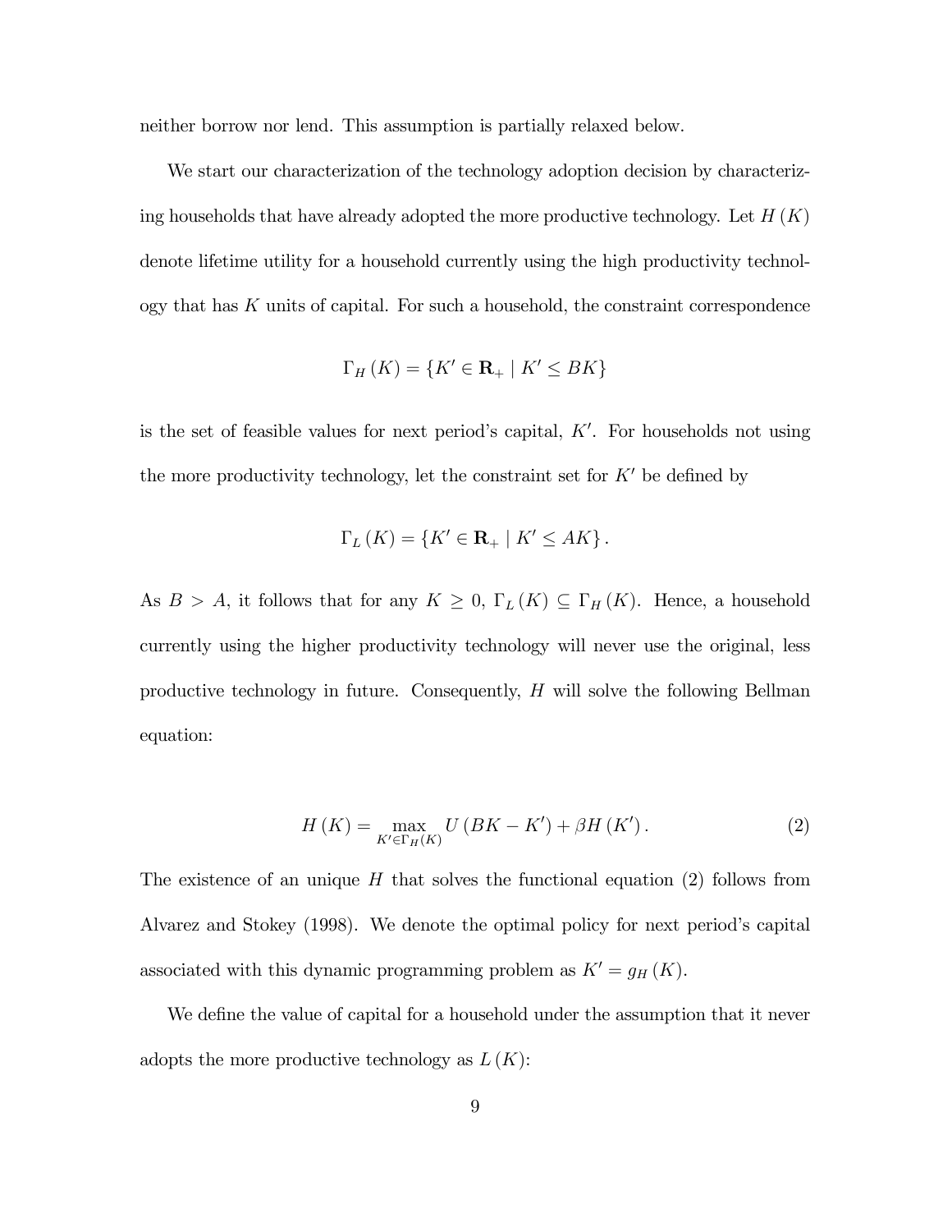neither borrow nor lend. This assumption is partially relaxed below.

We start our characterization of the technology adoption decision by characterizing households that have already adopted the more productive technology. Let $H(K)$ denote lifetime utility for a household currently using the high productivity technology that has $K$ units of capital. For such a household, the constraint correspondence

$$\Gamma_H(K) = \{K' \in \mathbf{R}_+ \mid K' \leq BK\}$$

is the set of feasible values for next period's capital, $K'$. For households not using the more productivity technology, let the constraint set for $K'$ be defined by

$$\Gamma_L(K) = \{K' \in \mathbf{R}_+ \mid K' \leq AK\}.$$

As $B > A$, it follows that for any $K \geq 0$, $\Gamma_L(K) \subseteq \Gamma_H(K)$. Hence, a household currently using the higher productivity technology will never use the original, less productive technology in future. Consequently, $H$ will solve the following Bellman equation:

$$H(K) = \max_{K' \in \Gamma_H(K)} U(BK - K') + \beta H(K'). \tag{2}$$

The existence of an unique $H$ that solves the functional equation (2) follows from Alvarez and Stokey (1998). We denote the optimal policy for next period's capital associated with this dynamic programming problem as $K' = g_H(K)$.

We define the value of capital for a household under the assumption that it never adopts the more productive technology as $L(K)$: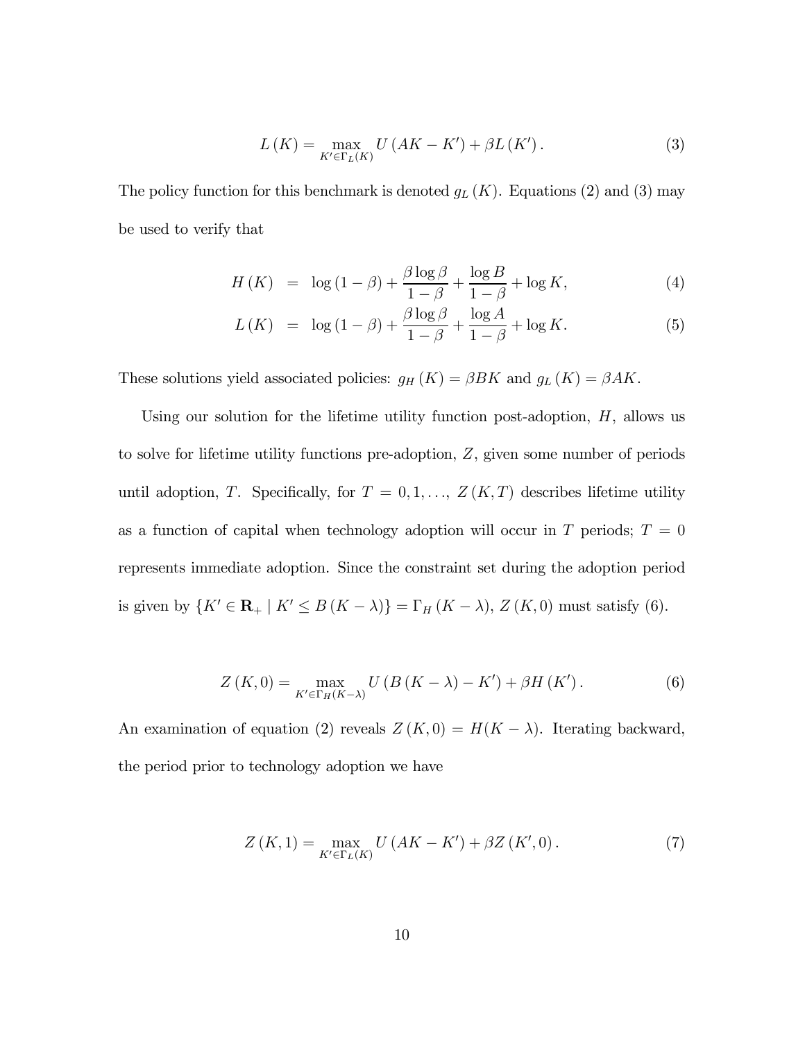$$L(K) = \max_{K' \in \Gamma_L(K)} U(AK - K') + \beta L(K'). \tag{3}$$

The policy function for this benchmark is denoted $g_L(K)$. Equations (2) and (3) may be used to verify that

$$H(K) = \log(1-\beta) + \frac{\beta \log \beta}{1-\beta} + \frac{\log B}{1-\beta} + \log K, \tag{4}$$

$$L(K) = \log(1-\beta) + \frac{\beta \log \beta}{1-\beta} + \frac{\log A}{1-\beta} + \log K. \tag{5}$$

These solutions yield associated policies: $g_H(K) = \beta BK$ and $g_L(K) = \beta AK$.

Using our solution for the lifetime utility function post-adoption, $H$, allows us to solve for lifetime utility functions pre-adoption, $Z$, given some number of periods until adoption, $T$. Specifically, for $T = 0, 1, \ldots,$ $Z(K,T)$ describes lifetime utility as a function of capital when technology adoption will occur in $T$ periods; $T = 0$ represents immediate adoption. Since the constraint set during the adoption period is given by $\{K' \in \mathbf{R}_+ \mid K' \leq B(K-\lambda)\} = \Gamma_H(K-\lambda)$, $Z(K,0)$ must satisfy (6).

$$Z(K,0) = \max_{K' \in \Gamma_H(K-\lambda)} U(B(K-\lambda) - K') + \beta H(K'). \tag{6}$$

An examination of equation (2) reveals $Z(K,0) = H(K-\lambda)$. Iterating backward, the period prior to technology adoption we have

$$Z(K,1) = \max_{K' \in \Gamma_L(K)} U(AK - K') + \beta Z(K',0). \tag{7}$$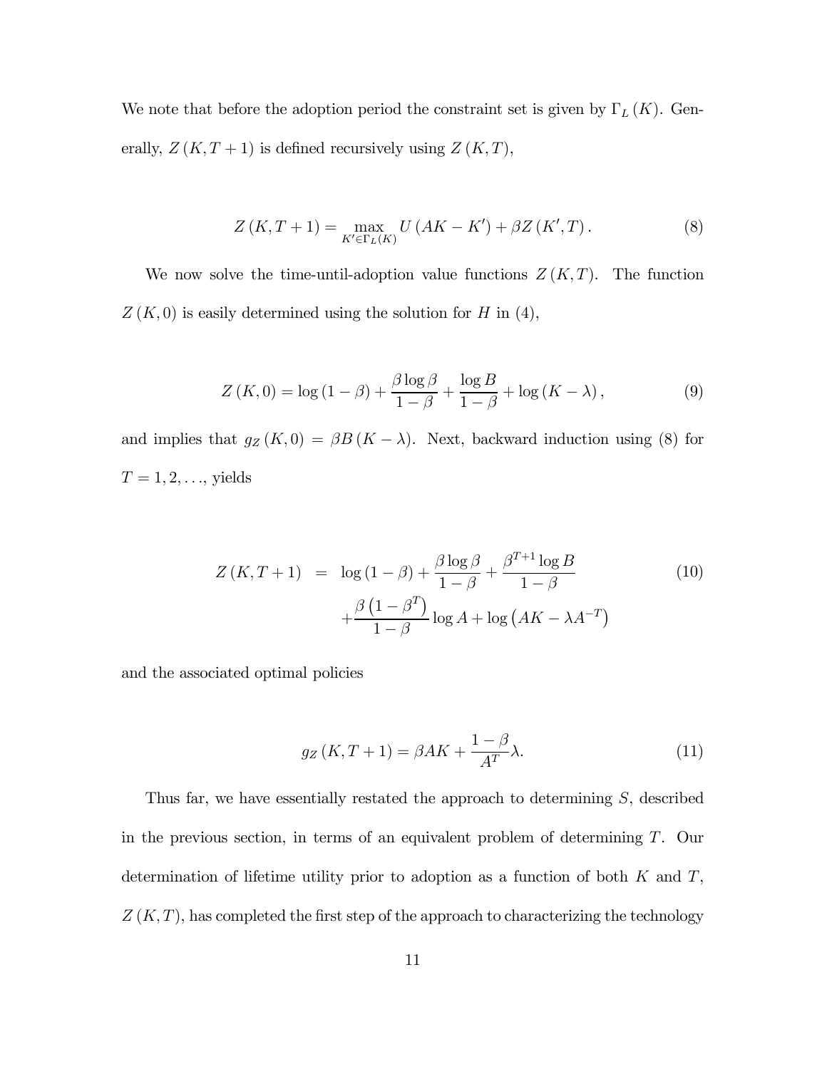We note that before the adoption period the constraint set is given by $\Gamma_L(K)$. Generally, $Z(K, T+1)$ is defined recursively using $Z(K, T)$,

$$Z(K, T+1) = \max_{K' \in \Gamma_L(K)} U(AK - K') + \beta Z(K', T). \tag{8}$$

We now solve the time-until-adoption value functions $Z(K, T)$. The function $Z(K, 0)$ is easily determined using the solution for $H$ in (4),

$$Z(K, 0) = \log(1-\beta) + \frac{\beta \log \beta}{1-\beta} + \frac{\log B}{1-\beta} + \log(K - \lambda), \tag{9}$$

and implies that $g_Z(K, 0) = \beta B (K - \lambda)$. Next, backward induction using (8) for $T = 1, 2, \ldots$, yields

$$\begin{aligned} Z(K, T+1) &= \log(1-\beta) + \frac{\beta \log \beta}{1-\beta} + \frac{\beta^{T+1} \log B}{1-\beta} \\ &\quad + \frac{\beta\left(1-\beta^T\right)}{1-\beta} \log A + \log\left(AK - \lambda A^{-T}\right) \end{aligned} \tag{10}$$

and the associated optimal policies

$$g_Z(K, T+1) = \beta AK + \frac{1-\beta}{A^T} \lambda. \tag{11}$$

Thus far, we have essentially restated the approach to determining $S$, described in the previous section, in terms of an equivalent problem of determining $T$. Our determination of lifetime utility prior to adoption as a function of both $K$ and $T$, $Z(K, T)$, has completed the first step of the approach to characterizing the technology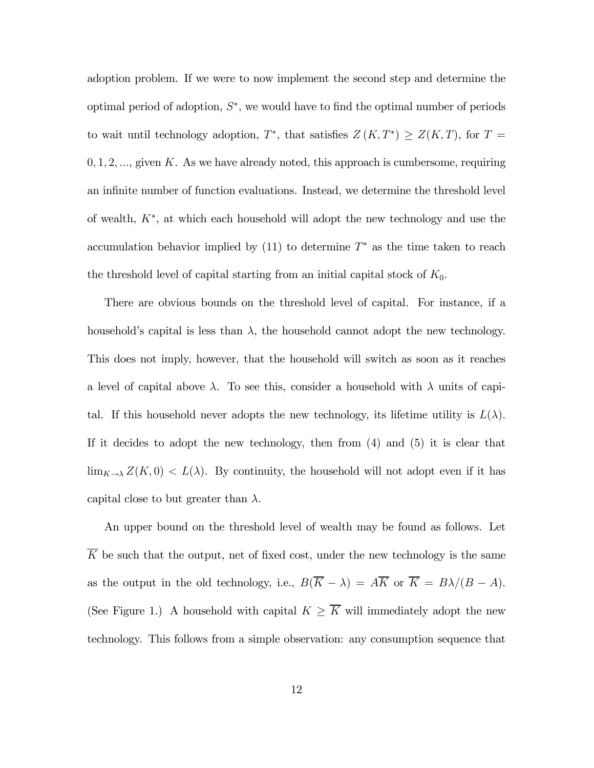adoption problem. If we were to now implement the second step and determine the optimal period of adoption, $S^*$, we would have to find the optimal number of periods to wait until technology adoption, $T^*$, that satisfies $Z(K, T^*) \geq Z(K, T)$, for $T = 0, 1, 2, ...$, given $K$. As we have already noted, this approach is cumbersome, requiring an infinite number of function evaluations. Instead, we determine the threshold level of wealth, $K^*$, at which each household will adopt the new technology and use the accumulation behavior implied by (11) to determine $T^*$ as the time taken to reach the threshold level of capital starting from an initial capital stock of $K_0$.

There are obvious bounds on the threshold level of capital. For instance, if a household's capital is less than $\lambda$, the household cannot adopt the new technology. This does not imply, however, that the household will switch as soon as it reaches a level of capital above $\lambda$. To see this, consider a household with $\lambda$ units of capital. If this household never adopts the new technology, its lifetime utility is $L(\lambda)$. If it decides to adopt the new technology, then from (4) and (5) it is clear that $\lim_{K \to \lambda} Z(K, 0) < L(\lambda)$. By continuity, the household will not adopt even if it has capital close to but greater than $\lambda$.

An upper bound on the threshold level of wealth may be found as follows. Let $\overline{K}$ be such that the output, net of fixed cost, under the new technology is the same as the output in the old technology, i.e., $B(\overline{K} - \lambda) = A\overline{K}$ or $\overline{K} = B\lambda/(B - A)$. (See Figure 1.) A household with capital $K \geq \overline{K}$ will immediately adopt the new technology. This follows from a simple observation: any consumption sequence that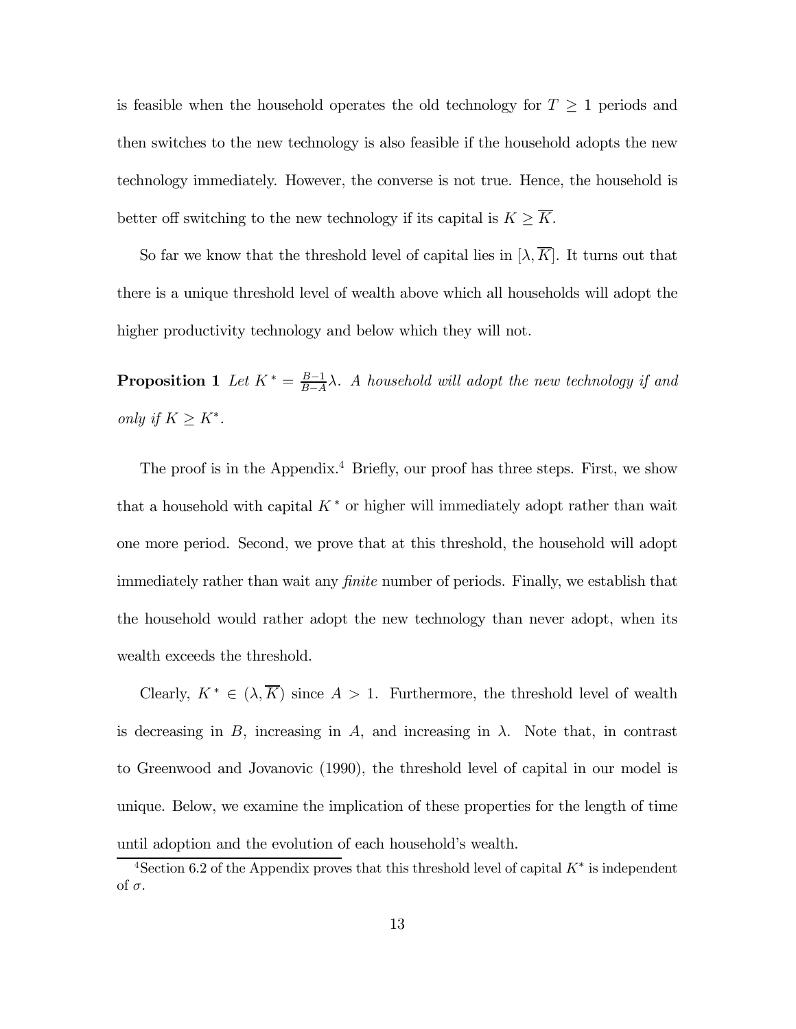is feasible when the household operates the old technology for $T \geq 1$ periods and then switches to the new technology is also feasible if the household adopts the new technology immediately. However, the converse is not true. Hence, the household is better off switching to the new technology if its capital is $K \geq \overline{K}$.

So far we know that the threshold level of capital lies in $[\lambda, \overline{K}]$. It turns out that there is a unique threshold level of wealth above which all households will adopt the higher productivity technology and below which they will not.

**Proposition 1** *Let $K^* = \frac{B-1}{B-A}\lambda$. A household will adopt the new technology if and only if $K \geq K^*$.*

The proof is in the Appendix.[4] Briefly, our proof has three steps. First, we show that a household with capital $K^*$ or higher will immediately adopt rather than wait one more period. Second, we prove that at this threshold, the household will adopt immediately rather than wait any *finite* number of periods. Finally, we establish that the household would rather adopt the new technology than never adopt, when its wealth exceeds the threshold.

Clearly, $K^* \in (\lambda, \overline{K})$ since $A > 1$. Furthermore, the threshold level of wealth is decreasing in $B$, increasing in $A$, and increasing in $\lambda$. Note that, in contrast to Greenwood and Jovanovic (1990), the threshold level of capital in our model is unique. Below, we examine the implication of these properties for the length of time until adoption and the evolution of each household's wealth.

[4] Section 6.2 of the Appendix proves that this threshold level of capital $K^*$ is independent of $\sigma$.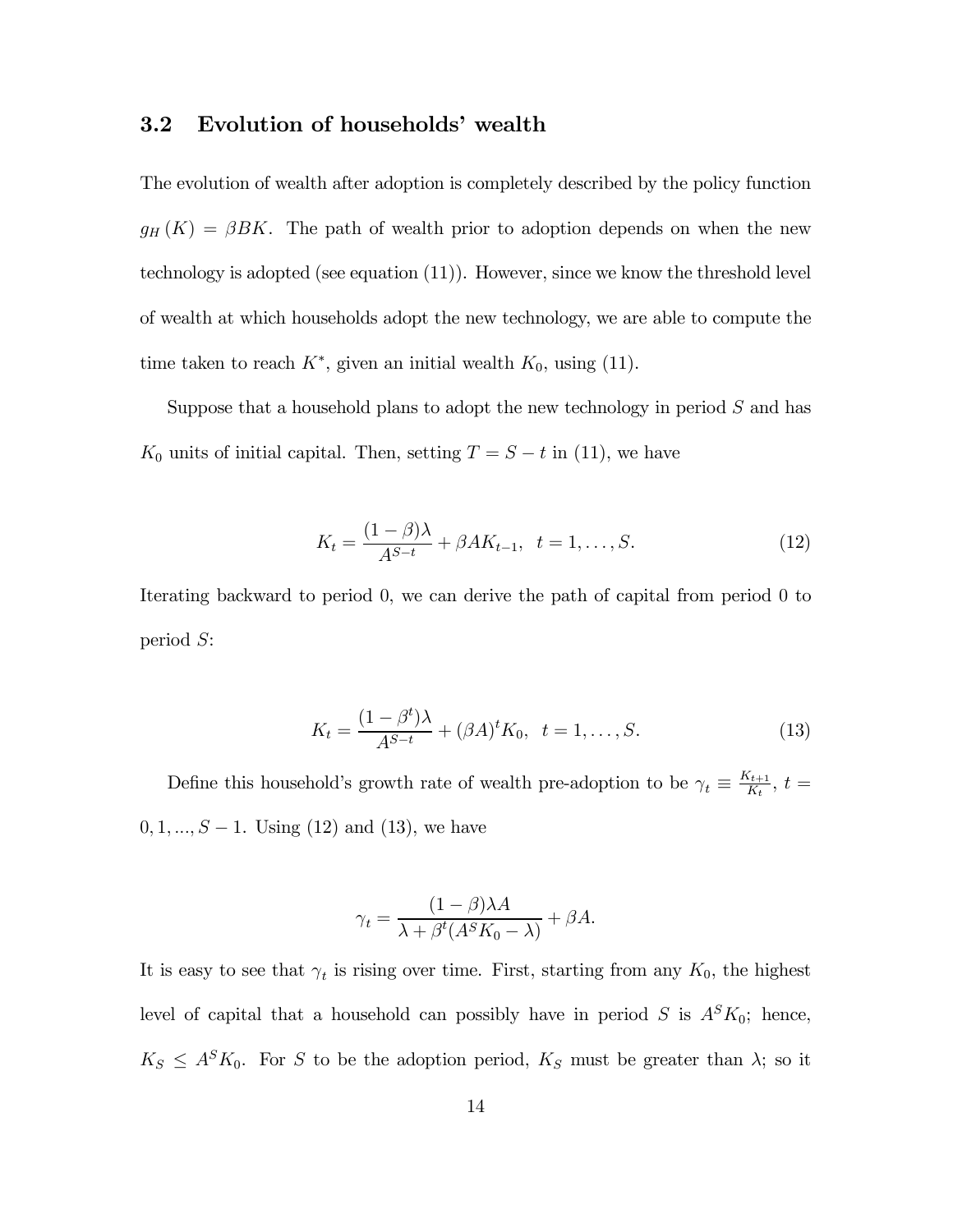### 3.2 Evolution of households' wealth

The evolution of wealth after adoption is completely described by the policy function $g_H(K) = \beta BK$. The path of wealth prior to adoption depends on when the new technology is adopted (see equation (11)). However, since we know the threshold level of wealth at which households adopt the new technology, we are able to compute the time taken to reach $K^*$, given an initial wealth $K_0$, using (11).

Suppose that a household plans to adopt the new technology in period $S$ and has $K_0$ units of initial capital. Then, setting $T = S - t$ in (11), we have

$$K_t = \frac{(1-\beta)\lambda}{A^{S-t}} + \beta A K_{t-1}, \ \ t = 1, \ldots, S. \tag{12}$$

Iterating backward to period 0, we can derive the path of capital from period 0 to period $S$:

$$K_t = \frac{(1-\beta^t)\lambda}{A^{S-t}} + (\beta A)^t K_0, \ \ t = 1, \ldots, S. \tag{13}$$

Define this household's growth rate of wealth pre-adoption to be $\gamma_t \equiv \frac{K_{t+1}}{K_t}$, $t = 0, 1, ..., S-1$. Using (12) and (13), we have

$$\gamma_t = \frac{(1-\beta)\lambda A}{\lambda + \beta^t (A^S K_0 - \lambda)} + \beta A.$$

It is easy to see that $\gamma_t$ is rising over time. First, starting from any $K_0$, the highest level of capital that a household can possibly have in period $S$ is $A^S K_0$; hence, $K_S \leq A^S K_0$. For $S$ to be the adoption period, $K_S$ must be greater than $\lambda$; so it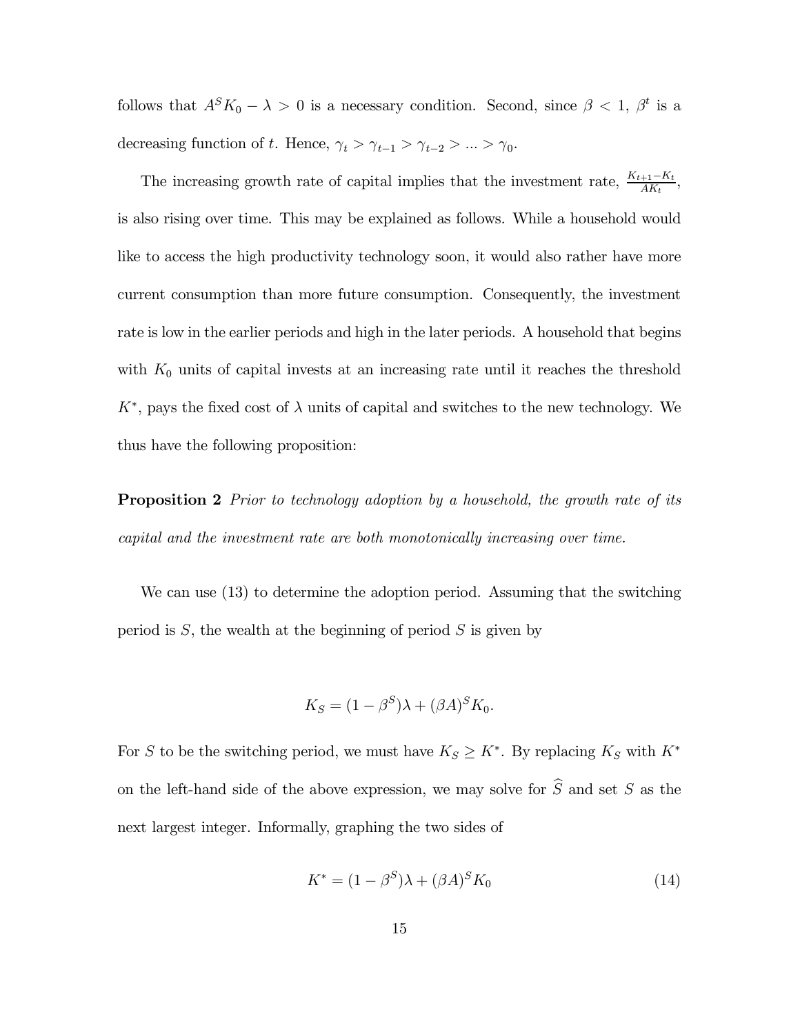follows that $A^S K_0 - \lambda > 0$ is a necessary condition. Second, since $\beta < 1$, $\beta^t$ is a decreasing function of $t$. Hence, $\gamma_t > \gamma_{t-1} > \gamma_{t-2} > ... > \gamma_0$.

The increasing growth rate of capital implies that the investment rate, $\frac{K_{t+1} - K_t}{AK_t}$, is also rising over time. This may be explained as follows. While a household would like to access the high productivity technology soon, it would also rather have more current consumption than more future consumption. Consequently, the investment rate is low in the earlier periods and high in the later periods. A household that begins with $K_0$ units of capital invests at an increasing rate until it reaches the threshold $K^*$, pays the fixed cost of $\lambda$ units of capital and switches to the new technology. We thus have the following proposition:

**Proposition 2** *Prior to technology adoption by a household, the growth rate of its capital and the investment rate are both monotonically increasing over time.*

We can use (13) to determine the adoption period. Assuming that the switching period is $S$, the wealth at the beginning of period $S$ is given by

$$K_S = (1 - \beta^S)\lambda + (\beta A)^S K_0.$$

For $S$ to be the switching period, we must have $K_S \geq K^*$. By replacing $K_S$ with $K^*$ on the left-hand side of the above expression, we may solve for $\widehat{S}$ and set $S$ as the next largest integer. Informally, graphing the two sides of

$$K^* = (1 - \beta^S)\lambda + (\beta A)^S K_0 \tag{14}$$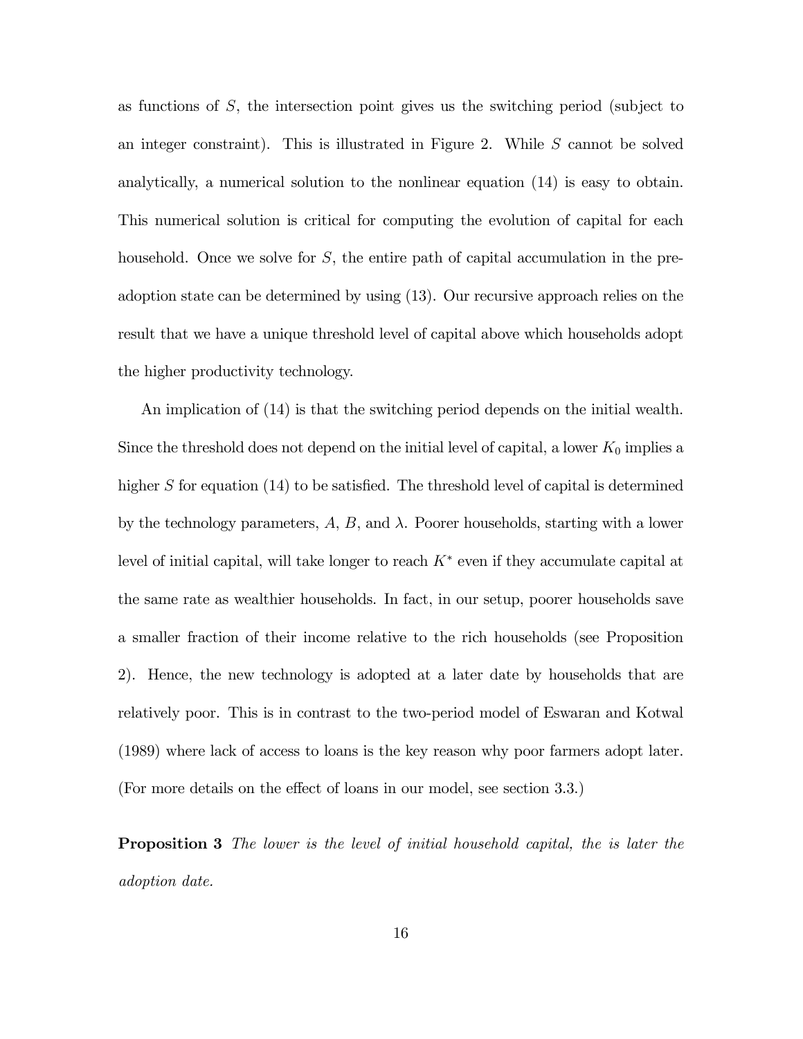as functions of $S$, the intersection point gives us the switching period (subject to an integer constraint). This is illustrated in Figure 2. While $S$ cannot be solved analytically, a numerical solution to the nonlinear equation (14) is easy to obtain. This numerical solution is critical for computing the evolution of capital for each household. Once we solve for $S$, the entire path of capital accumulation in the pre-adoption state can be determined by using (13). Our recursive approach relies on the result that we have a unique threshold level of capital above which households adopt the higher productivity technology.

An implication of (14) is that the switching period depends on the initial wealth. Since the threshold does not depend on the initial level of capital, a lower $K_0$ implies a higher $S$ for equation (14) to be satisfied. The threshold level of capital is determined by the technology parameters, $A$, $B$, and $\lambda$. Poorer households, starting with a lower level of initial capital, will take longer to reach $K^*$ even if they accumulate capital at the same rate as wealthier households. In fact, in our setup, poorer households save a smaller fraction of their income relative to the rich households (see Proposition 2). Hence, the new technology is adopted at a later date by households that are relatively poor. This is in contrast to the two-period model of Eswaran and Kotwal (1989) where lack of access to loans is the key reason why poor farmers adopt later. (For more details on the effect of loans in our model, see section 3.3.)

**Proposition 3** *The lower is the level of initial household capital, the is later the adoption date.*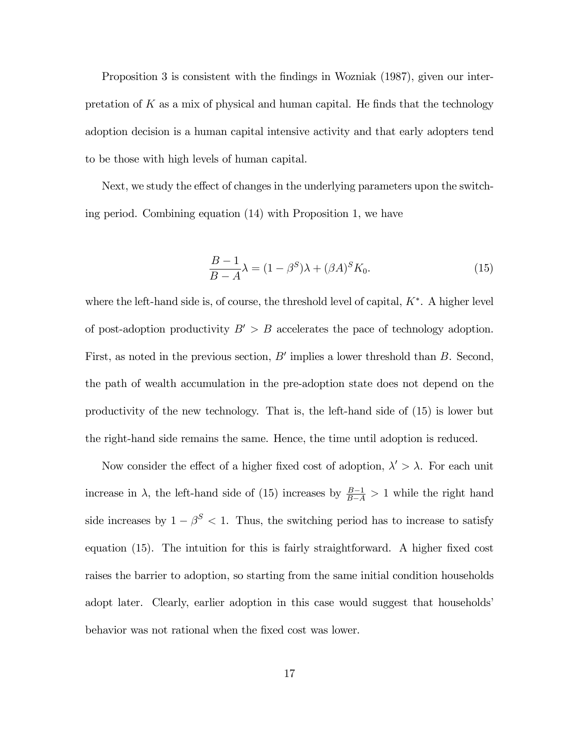Proposition 3 is consistent with the findings in Wozniak (1987), given our interpretation of $K$ as a mix of physical and human capital. He finds that the technology adoption decision is a human capital intensive activity and that early adopters tend to be those with high levels of human capital.

Next, we study the effect of changes in the underlying parameters upon the switching period. Combining equation (14) with Proposition 1, we have

$$\frac{B-1}{B-A}\lambda = (1-\beta^S)\lambda + (\beta A)^S K_0. \tag{15}$$

where the left-hand side is, of course, the threshold level of capital, $K^*$. A higher level of post-adoption productivity $B' > B$ accelerates the pace of technology adoption. First, as noted in the previous section, $B'$ implies a lower threshold than $B$. Second, the path of wealth accumulation in the pre-adoption state does not depend on the productivity of the new technology. That is, the left-hand side of (15) is lower but the right-hand side remains the same. Hence, the time until adoption is reduced.

Now consider the effect of a higher fixed cost of adoption, $\lambda' > \lambda$. For each unit increase in $\lambda$, the left-hand side of (15) increases by $\frac{B-1}{B-A} > 1$ while the right hand side increases by $1 - \beta^S < 1$. Thus, the switching period has to increase to satisfy equation (15). The intuition for this is fairly straightforward. A higher fixed cost raises the barrier to adoption, so starting from the same initial condition households adopt later. Clearly, earlier adoption in this case would suggest that households' behavior was not rational when the fixed cost was lower.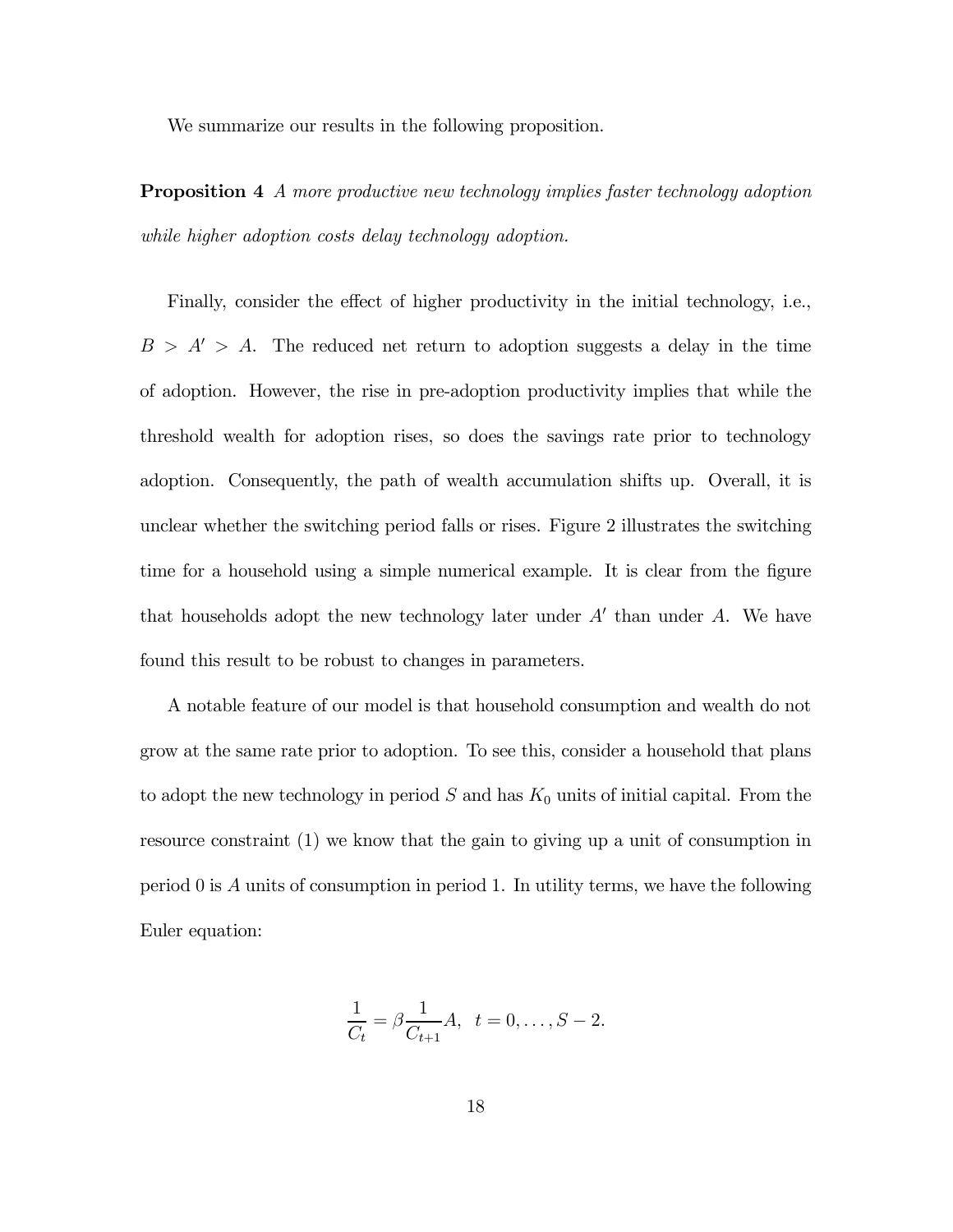We summarize our results in the following proposition.

**Proposition 4** *A more productive new technology implies faster technology adoption while higher adoption costs delay technology adoption.*

Finally, consider the effect of higher productivity in the initial technology, i.e., $B > A' > A$. The reduced net return to adoption suggests a delay in the time of adoption. However, the rise in pre-adoption productivity implies that while the threshold wealth for adoption rises, so does the savings rate prior to technology adoption. Consequently, the path of wealth accumulation shifts up. Overall, it is unclear whether the switching period falls or rises. Figure 2 illustrates the switching time for a household using a simple numerical example. It is clear from the figure that households adopt the new technology later under $A'$ than under $A$. We have found this result to be robust to changes in parameters.

A notable feature of our model is that household consumption and wealth do not grow at the same rate prior to adoption. To see this, consider a household that plans to adopt the new technology in period $S$ and has $K_0$ units of initial capital. From the resource constraint (1) we know that the gain to giving up a unit of consumption in period 0 is $A$ units of consumption in period 1. In utility terms, we have the following Euler equation:

$$\frac{1}{C_t} = \beta \frac{1}{C_{t+1}} A, \quad t = 0, \ldots, S-2.$$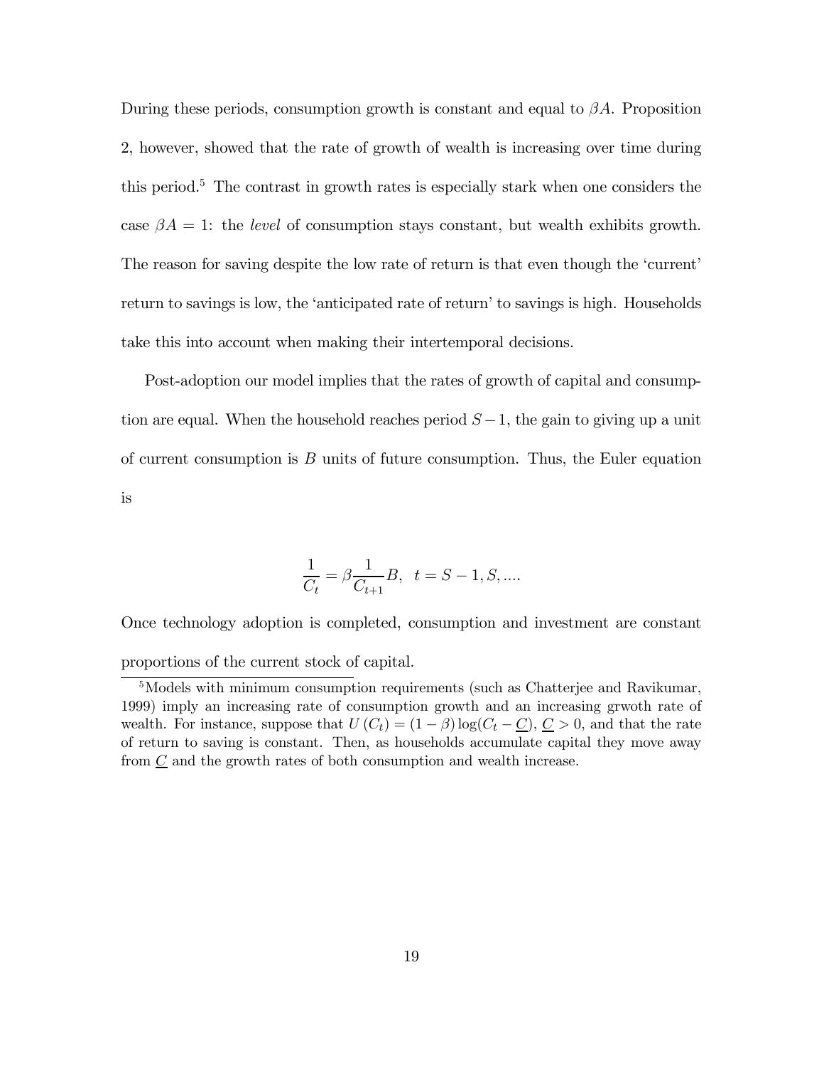During these periods, consumption growth is constant and equal to $\beta A$. Proposition 2, however, showed that the rate of growth of wealth is increasing over time during this period.[5] The contrast in growth rates is especially stark when one considers the case $\beta A = 1$: the *level* of consumption stays constant, but wealth exhibits growth. The reason for saving despite the low rate of return is that even though the 'current' return to savings is low, the 'anticipated rate of return' to savings is high. Households take this into account when making their intertemporal decisions.

Post-adoption our model implies that the rates of growth of capital and consumption are equal. When the household reaches period $S-1$, the gain to giving up a unit of current consumption is $B$ units of future consumption. Thus, the Euler equation is

$$\frac{1}{C_t} = \beta \frac{1}{C_{t+1}} B, \quad t = S-1, S, ....$$

Once technology adoption is completed, consumption and investment are constant proportions of the current stock of capital.

[5] Models with minimum consumption requirements (such as Chatterjee and Ravikumar, 1999) imply an increasing rate of consumption growth and an increasing grwoth rate of wealth. For instance, suppose that $U(C_t) = (1-\beta)\log(C_t - \underline{C})$, $\underline{C} > 0$, and that the rate of return to saving is constant. Then, as households accumulate capital they move away from $\underline{C}$ and the growth rates of both consumption and wealth increase.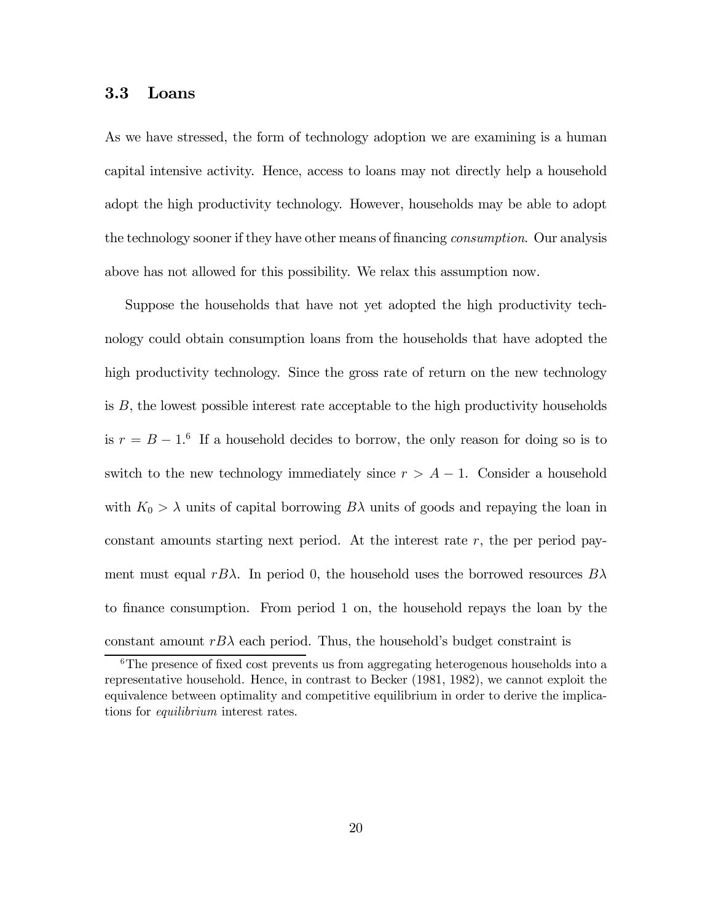### 3.3 Loans

As we have stressed, the form of technology adoption we are examining is a human capital intensive activity. Hence, access to loans may not directly help a household adopt the high productivity technology. However, households may be able to adopt the technology sooner if they have other means of financing *consumption*. Our analysis above has not allowed for this possibility. We relax this assumption now.

Suppose the households that have not yet adopted the high productivity technology could obtain consumption loans from the households that have adopted the high productivity technology. Since the gross rate of return on the new technology is $B$, the lowest possible interest rate acceptable to the high productivity households is $r = B - 1$.[6] If a household decides to borrow, the only reason for doing so is to switch to the new technology immediately since $r > A - 1$. Consider a household with $K_0 > \lambda$ units of capital borrowing $B\lambda$ units of goods and repaying the loan in constant amounts starting next period. At the interest rate $r$, the per period payment must equal $rB\lambda$. In period 0, the household uses the borrowed resources $B\lambda$ to finance consumption. From period 1 on, the household repays the loan by the constant amount $rB\lambda$ each period. Thus, the household's budget constraint is

[6] The presence of fixed cost prevents us from aggregating heterogenous households into a representative household. Hence, in contrast to Becker (1981, 1982), we cannot exploit the equivalence between optimality and competitive equilibrium in order to derive the implications for *equilibrium* interest rates.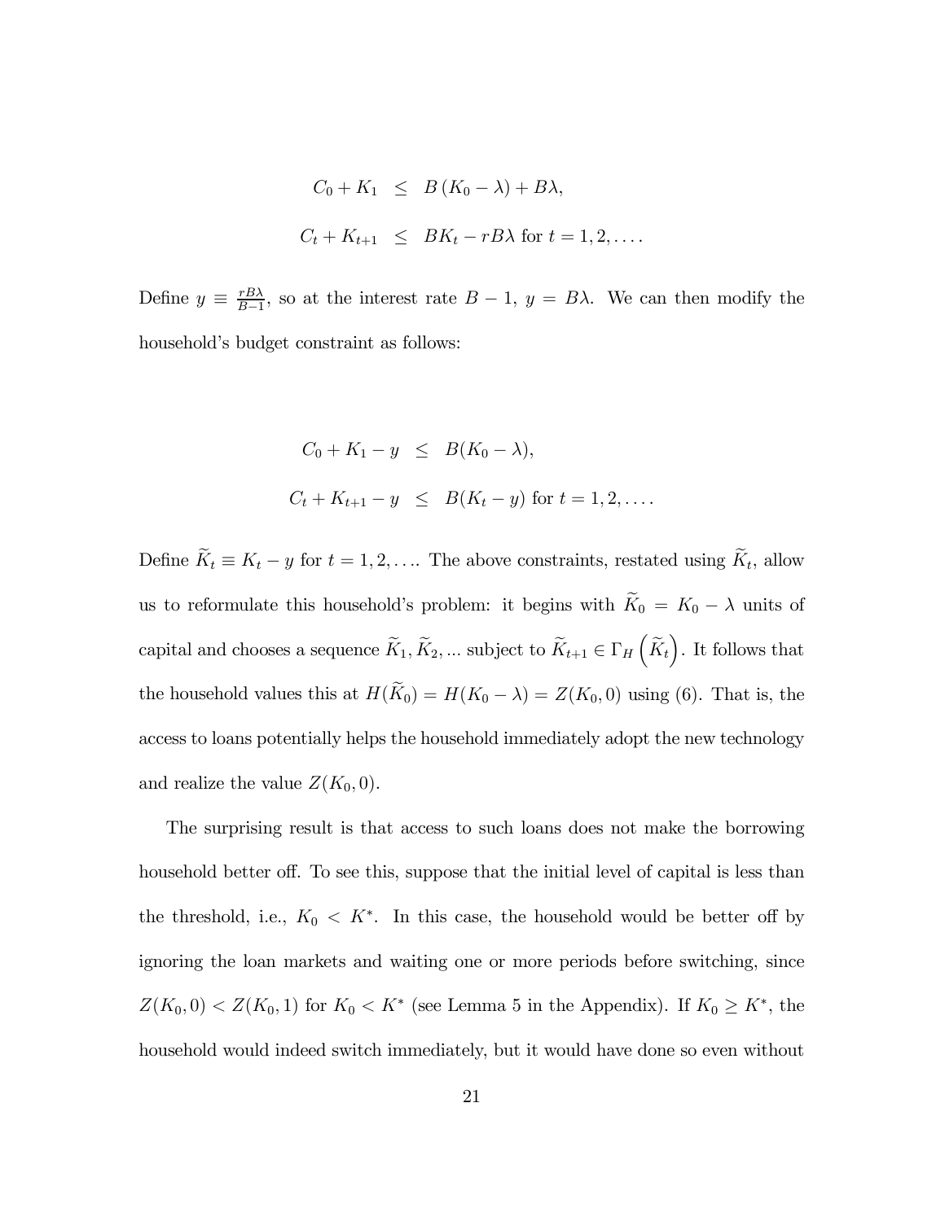$$
\begin{aligned}
C_0 + K_1 &\leq B\left(K_0 - \lambda\right) + B\lambda, \\
C_t + K_{t+1} &\leq BK_t - rB\lambda \text{ for } t = 1, 2, \ldots.
\end{aligned}
$$

Define $y \equiv \frac{rB\lambda}{B-1}$, so at the interest rate $B-1$, $y = B\lambda$. We can then modify the household's budget constraint as follows:

$$
\begin{aligned}
C_0 + K_1 - y &\leq B(K_0 - \lambda), \\
C_t + K_{t+1} - y &\leq B(K_t - y) \text{ for } t = 1, 2, \ldots.
\end{aligned}
$$

Define $\widetilde{K}_t \equiv K_t - y$ for $t = 1, 2, \ldots$. The above constraints, restated using $\widetilde{K}_t$, allow us to reformulate this household's problem: it begins with $\widetilde{K}_0 = K_0 - \lambda$ units of capital and chooses a sequence $\widetilde{K}_1, \widetilde{K}_2, \ldots$ subject to $\widetilde{K}_{t+1} \in \Gamma_H\left(\widetilde{K}_t\right)$. It follows that the household values this at $H(\widetilde{K}_0) = H(K_0 - \lambda) = Z(K_0, 0)$ using (6). That is, the access to loans potentially helps the household immediately adopt the new technology and realize the value $Z(K_0, 0)$.

The surprising result is that access to such loans does not make the borrowing household better off. To see this, suppose that the initial level of capital is less than the threshold, i.e., $K_0 < K^*$. In this case, the household would be better off by ignoring the loan markets and waiting one or more periods before switching, since $Z(K_0, 0) < Z(K_0, 1)$ for $K_0 < K^*$ (see Lemma 5 in the Appendix). If $K_0 \geq K^*$, the household would indeed switch immediately, but it would have done so even without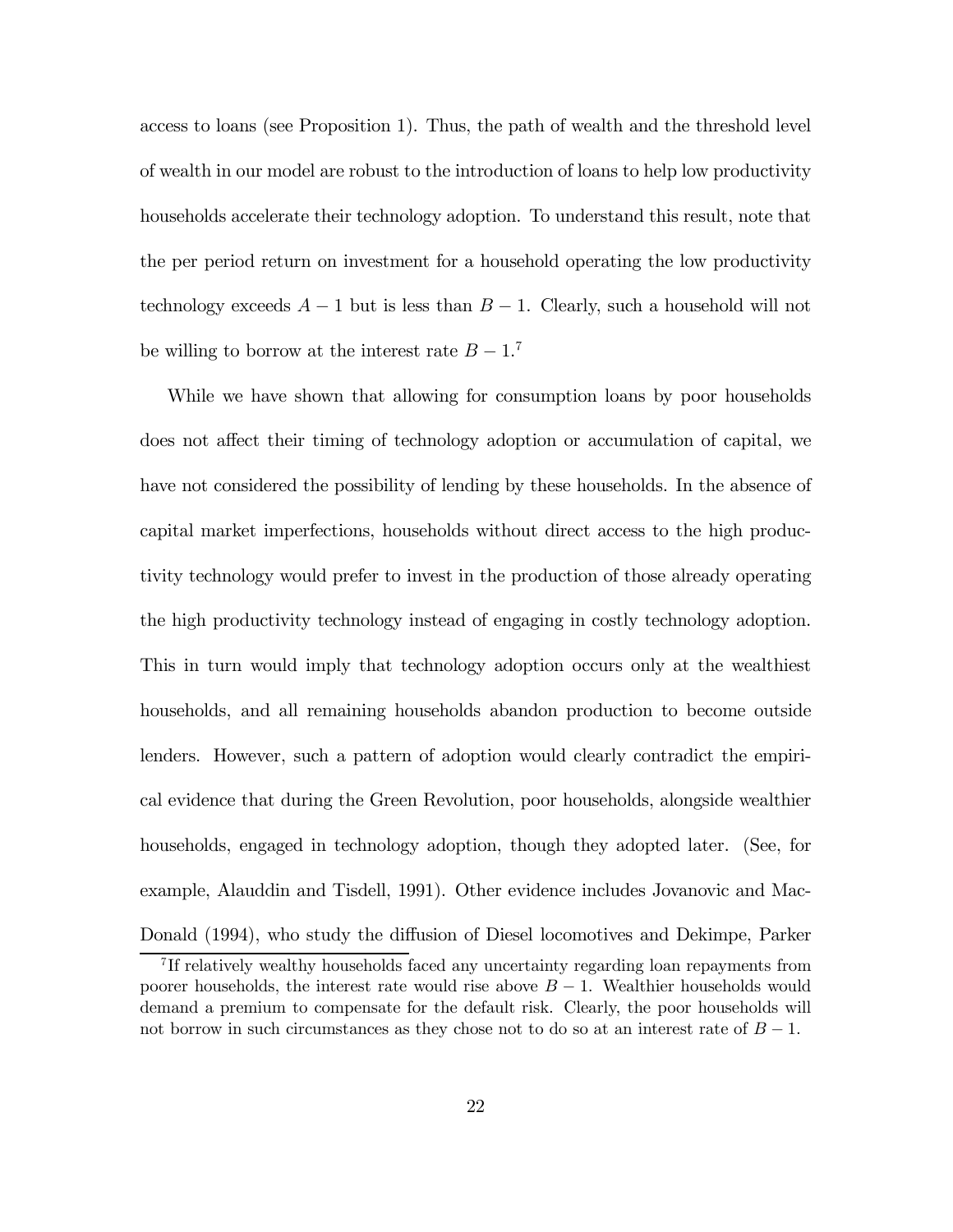access to loans (see Proposition 1). Thus, the path of wealth and the threshold level of wealth in our model are robust to the introduction of loans to help low productivity households accelerate their technology adoption. To understand this result, note that the per period return on investment for a household operating the low productivity technology exceeds $A - 1$ but is less than $B - 1$. Clearly, such a household will not be willing to borrow at the interest rate $B - 1$.[7]

While we have shown that allowing for consumption loans by poor households does not affect their timing of technology adoption or accumulation of capital, we have not considered the possibility of lending by these households. In the absence of capital market imperfections, households without direct access to the high productivity technology would prefer to invest in the production of those already operating the high productivity technology instead of engaging in costly technology adoption. This in turn would imply that technology adoption occurs only at the wealthiest households, and all remaining households abandon production to become outside lenders. However, such a pattern of adoption would clearly contradict the empirical evidence that during the Green Revolution, poor households, alongside wealthier households, engaged in technology adoption, though they adopted later. (See, for example, Alauddin and Tisdell, 1991). Other evidence includes Jovanovic and MacDonald (1994), who study the diffusion of Diesel locomotives and Dekimpe, Parker

[7] If relatively wealthy households faced any uncertainty regarding loan repayments from poorer households, the interest rate would rise above $B - 1$. Wealthier households would demand a premium to compensate for the default risk. Clearly, the poor households will not borrow in such circumstances as they chose not to do so at an interest rate of $B - 1$.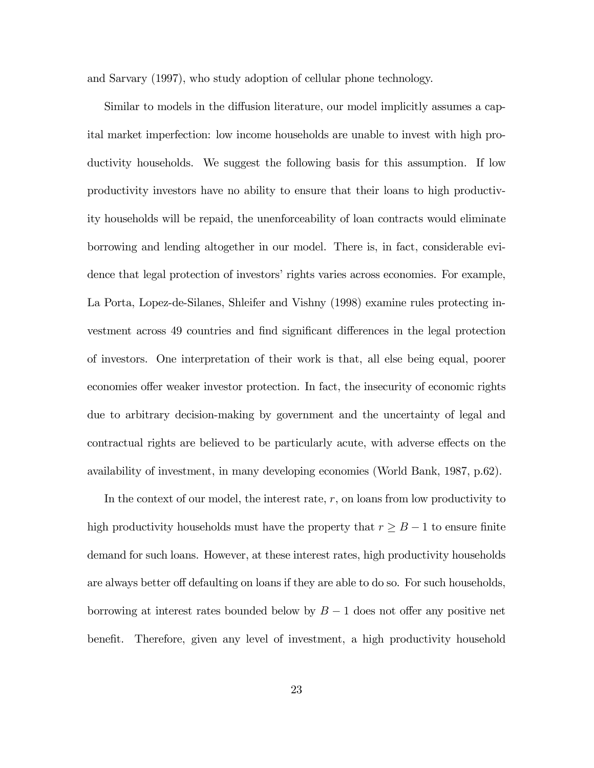and Sarvary (1997), who study adoption of cellular phone technology.

Similar to models in the diffusion literature, our model implicitly assumes a capital market imperfection: low income households are unable to invest with high productivity households. We suggest the following basis for this assumption. If low productivity investors have no ability to ensure that their loans to high productivity households will be repaid, the unenforceability of loan contracts would eliminate borrowing and lending altogether in our model. There is, in fact, considerable evidence that legal protection of investors' rights varies across economies. For example, La Porta, Lopez-de-Silanes, Shleifer and Vishny (1998) examine rules protecting investment across 49 countries and find significant differences in the legal protection of investors. One interpretation of their work is that, all else being equal, poorer economies offer weaker investor protection. In fact, the insecurity of economic rights due to arbitrary decision-making by government and the uncertainty of legal and contractual rights are believed to be particularly acute, with adverse effects on the availability of investment, in many developing economies (World Bank, 1987, p.62).

In the context of our model, the interest rate, $r$, on loans from low productivity to high productivity households must have the property that $r \geq B - 1$ to ensure finite demand for such loans. However, at these interest rates, high productivity households are always better off defaulting on loans if they are able to do so. For such households, borrowing at interest rates bounded below by $B - 1$ does not offer any positive net benefit. Therefore, given any level of investment, a high productivity household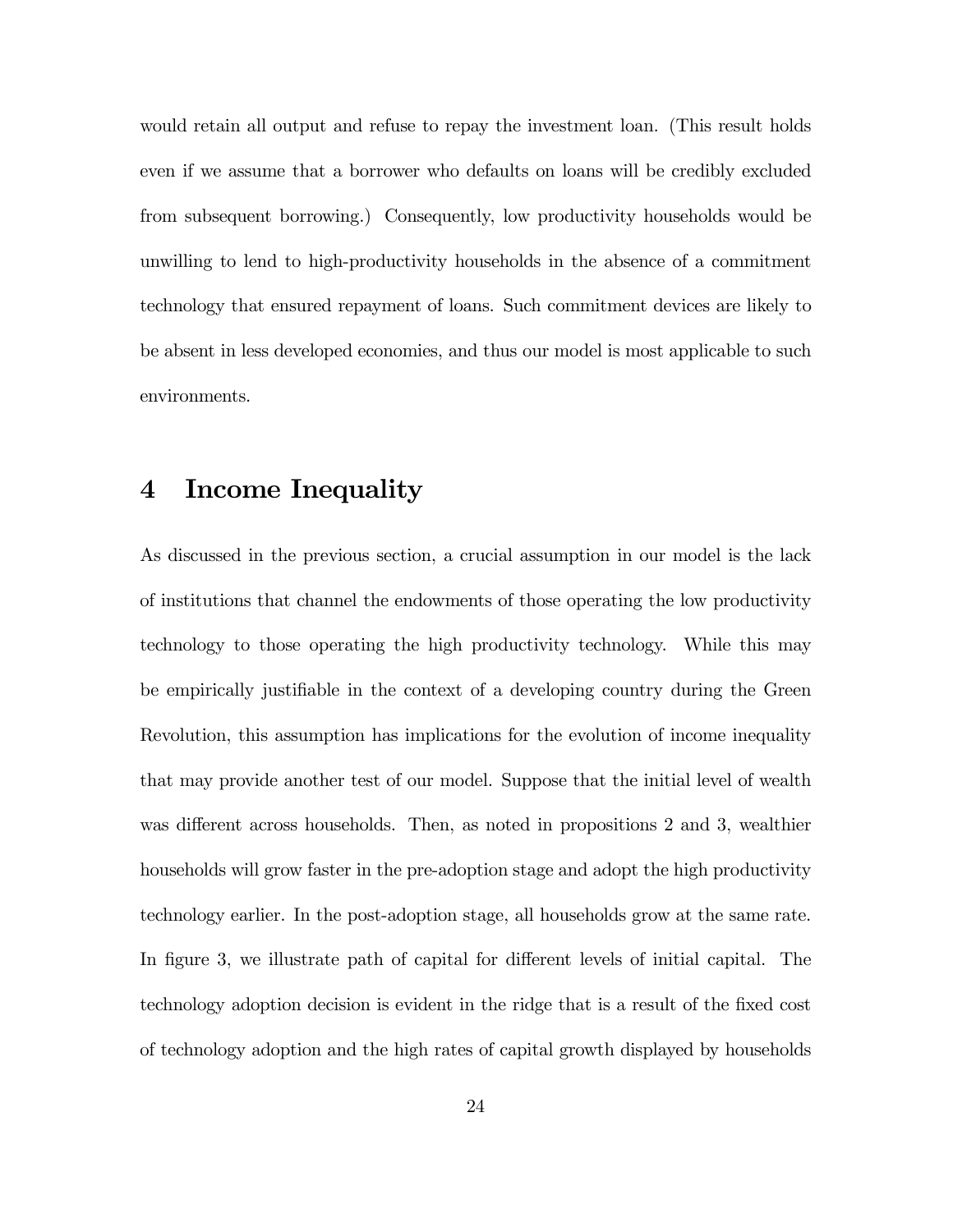would retain all output and refuse to repay the investment loan. (This result holds even if we assume that a borrower who defaults on loans will be credibly excluded from subsequent borrowing.) Consequently, low productivity households would be unwilling to lend to high-productivity households in the absence of a commitment technology that ensured repayment of loans. Such commitment devices are likely to be absent in less developed economies, and thus our model is most applicable to such environments.

# 4 Income Inequality

As discussed in the previous section, a crucial assumption in our model is the lack of institutions that channel the endowments of those operating the low productivity technology to those operating the high productivity technology. While this may be empirically justifiable in the context of a developing country during the Green Revolution, this assumption has implications for the evolution of income inequality that may provide another test of our model. Suppose that the initial level of wealth was different across households. Then, as noted in propositions 2 and 3, wealthier households will grow faster in the pre-adoption stage and adopt the high productivity technology earlier. In the post-adoption stage, all households grow at the same rate. In figure 3, we illustrate path of capital for different levels of initial capital. The technology adoption decision is evident in the ridge that is a result of the fixed cost of technology adoption and the high rates of capital growth displayed by households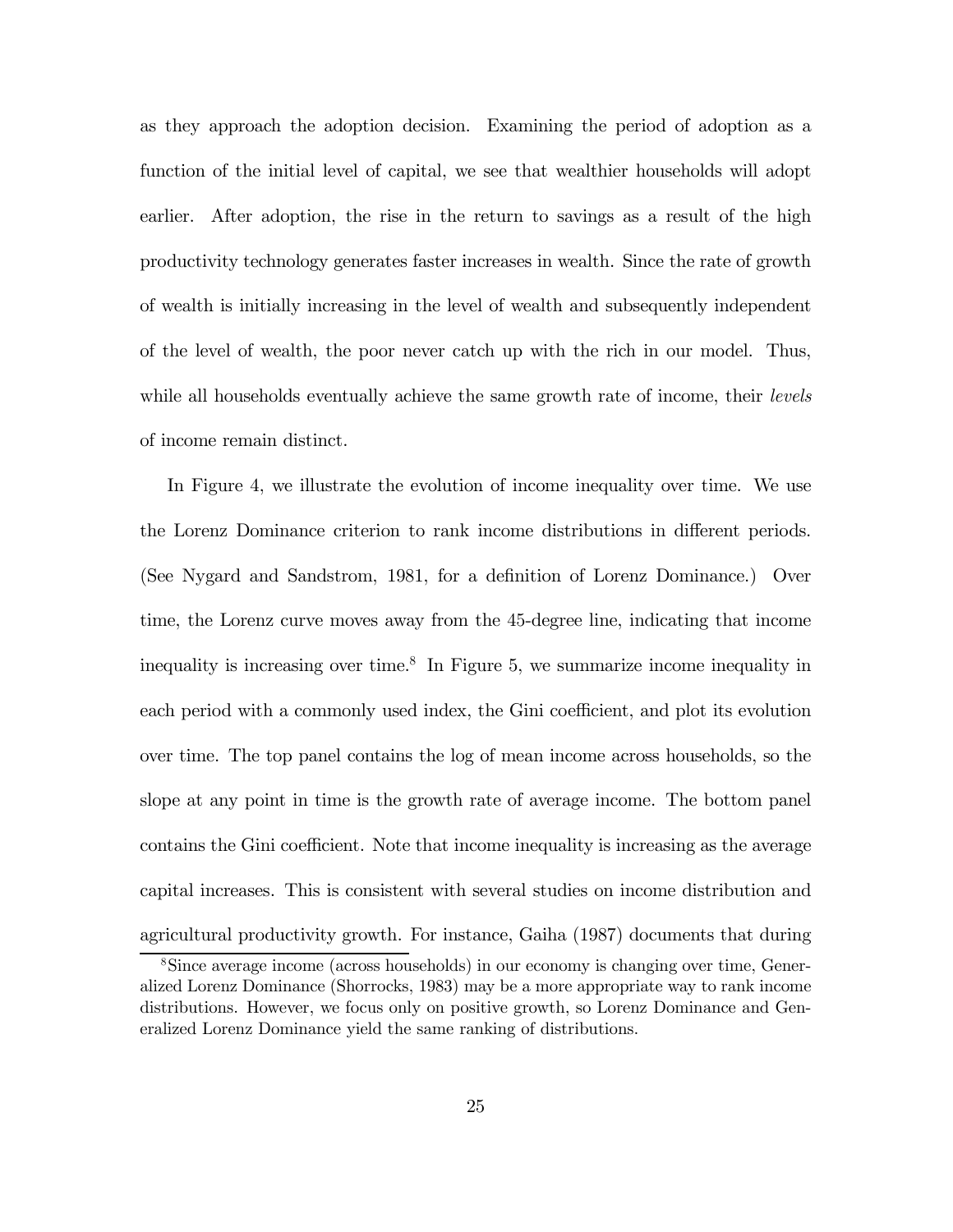as they approach the adoption decision. Examining the period of adoption as a function of the initial level of capital, we see that wealthier households will adopt earlier. After adoption, the rise in the return to savings as a result of the high productivity technology generates faster increases in wealth. Since the rate of growth of wealth is initially increasing in the level of wealth and subsequently independent of the level of wealth, the poor never catch up with the rich in our model. Thus, while all households eventually achieve the same growth rate of income, their *levels* of income remain distinct.

In Figure 4, we illustrate the evolution of income inequality over time. We use the Lorenz Dominance criterion to rank income distributions in different periods. (See Nygard and Sandstrom, 1981, for a definition of Lorenz Dominance.) Over time, the Lorenz curve moves away from the 45-degree line, indicating that income inequality is increasing over time.[8] In Figure 5, we summarize income inequality in each period with a commonly used index, the Gini coefficient, and plot its evolution over time. The top panel contains the log of mean income across households, so the slope at any point in time is the growth rate of average income. The bottom panel contains the Gini coefficient. Note that income inequality is increasing as the average capital increases. This is consistent with several studies on income distribution and agricultural productivity growth. For instance, Gaiha (1987) documents that during

[8] Since average income (across households) in our economy is changing over time, Generalized Lorenz Dominance (Shorrocks, 1983) may be a more appropriate way to rank income distributions. However, we focus only on positive growth, so Lorenz Dominance and Generalized Lorenz Dominance yield the same ranking of distributions.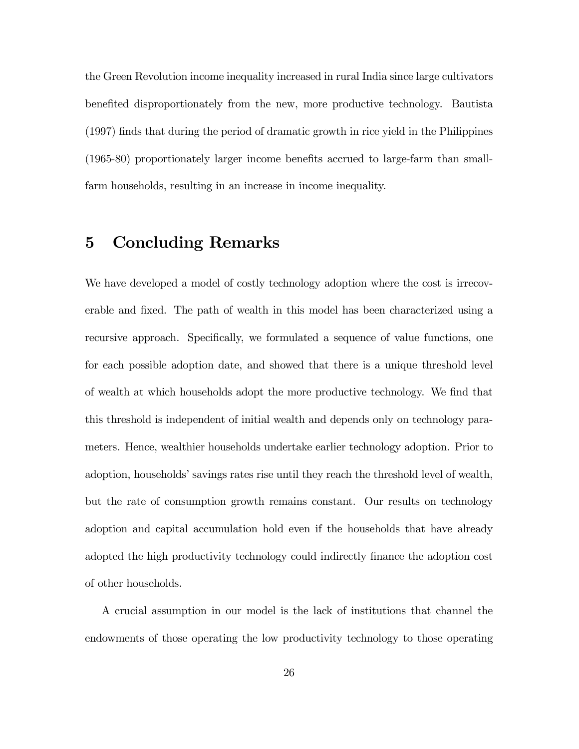the Green Revolution income inequality increased in rural India since large cultivators benefited disproportionately from the new, more productive technology. Bautista (1997) finds that during the period of dramatic growth in rice yield in the Philippines (1965-80) proportionately larger income benefits accrued to large-farm than small-farm households, resulting in an increase in income inequality.

# 5 Concluding Remarks

We have developed a model of costly technology adoption where the cost is irrecoverable and fixed. The path of wealth in this model has been characterized using a recursive approach. Specifically, we formulated a sequence of value functions, one for each possible adoption date, and showed that there is a unique threshold level of wealth at which households adopt the more productive technology. We find that this threshold is independent of initial wealth and depends only on technology parameters. Hence, wealthier households undertake earlier technology adoption. Prior to adoption, households' savings rates rise until they reach the threshold level of wealth, but the rate of consumption growth remains constant. Our results on technology adoption and capital accumulation hold even if the households that have already adopted the high productivity technology could indirectly finance the adoption cost of other households.

A crucial assumption in our model is the lack of institutions that channel the endowments of those operating the low productivity technology to those operating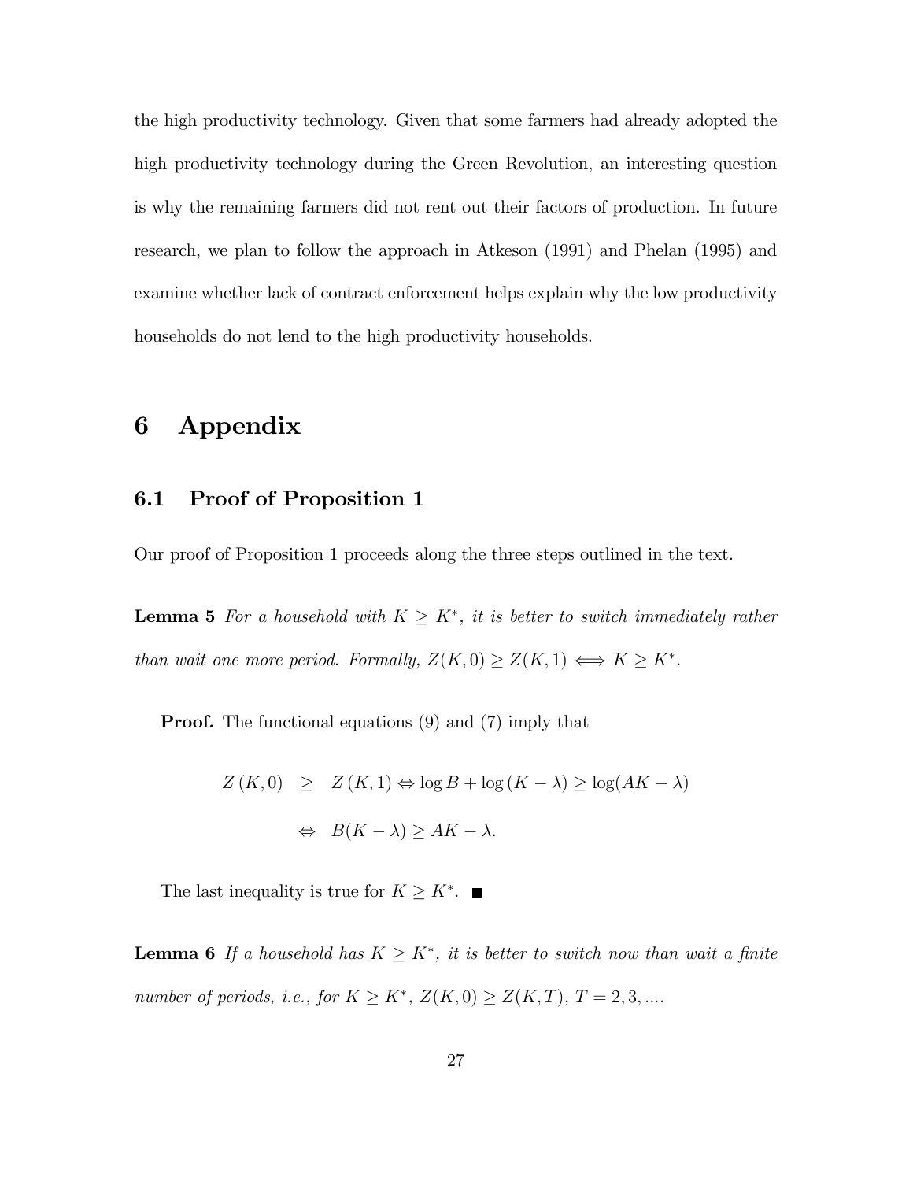the high productivity technology. Given that some farmers had already adopted the high productivity technology during the Green Revolution, an interesting question is why the remaining farmers did not rent out their factors of production. In future research, we plan to follow the approach in Atkeson (1991) and Phelan (1995) and examine whether lack of contract enforcement helps explain why the low productivity households do not lend to the high productivity households.

# 6 Appendix

## 6.1 Proof of Proposition 1

Our proof of Proposition 1 proceeds along the three steps outlined in the text.

**Lemma 5** *For a household with $K \geq K^*$, it is better to switch immediately rather than wait one more period. Formally, $Z(K,0) \geq Z(K,1) \Longleftrightarrow K \geq K^*$.*

**Proof.** The functional equations (9) and (7) imply that

$$\begin{aligned} Z(K,0) &\geq Z(K,1) \Leftrightarrow \log B + \log(K-\lambda) \geq \log(AK-\lambda) \\ &\Leftrightarrow B(K-\lambda) \geq AK-\lambda. \end{aligned}$$

The last inequality is true for $K \geq K^*$. ■

**Lemma 6** *If a household has $K \geq K^*$, it is better to switch now than wait a finite number of periods, i.e., for $K \geq K^*$, $Z(K,0) \geq Z(K,T)$, $T = 2,3,....$*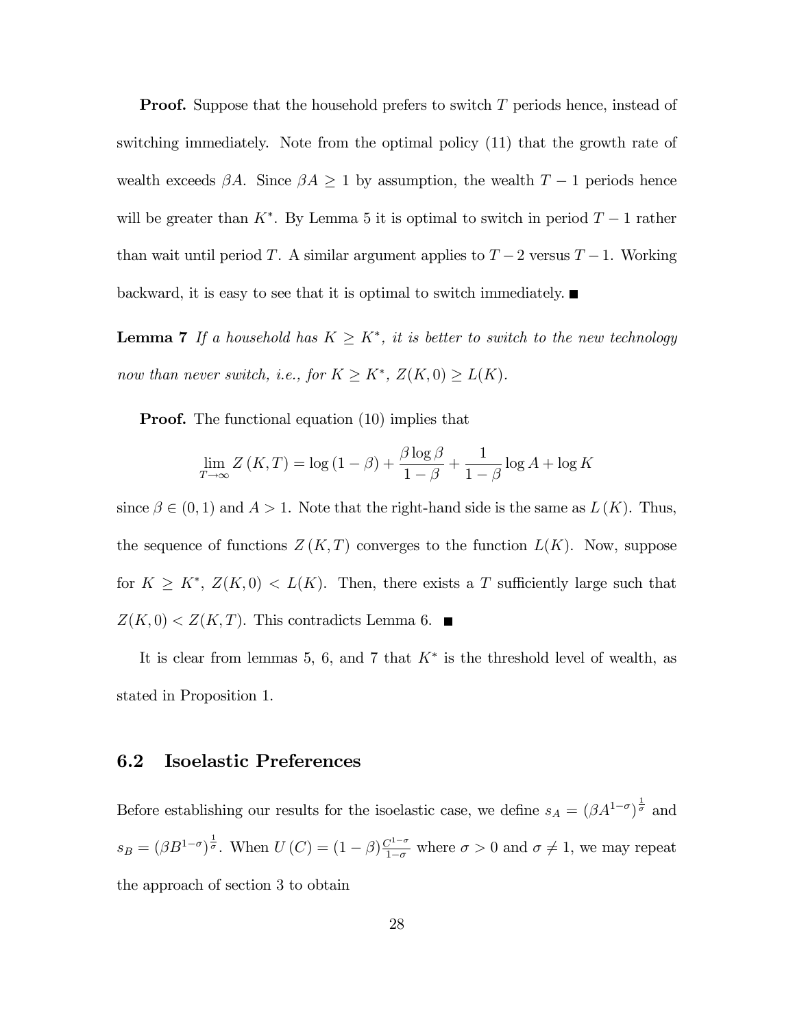**Proof.** Suppose that the household prefers to switch $T$ periods hence, instead of switching immediately. Note from the optimal policy (11) that the growth rate of wealth exceeds $\beta A$. Since $\beta A \geq 1$ by assumption, the wealth $T-1$ periods hence will be greater than $K^*$. By Lemma 5 it is optimal to switch in period $T-1$ rather than wait until period $T$. A similar argument applies to $T-2$ versus $T-1$. Working backward, it is easy to see that it is optimal to switch immediately. ■

**Lemma 7** *If a household has $K \geq K^*$, it is better to switch to the new technology now than never switch, i.e., for $K \geq K^*$, $Z(K,0) \geq L(K)$.*

**Proof.** The functional equation (10) implies that

$$\lim_{T\to\infty} Z(K,T) = \log(1-\beta) + \frac{\beta \log \beta}{1-\beta} + \frac{1}{1-\beta}\log A + \log K$$

since $\beta \in (0,1)$ and $A > 1$. Note that the right-hand side is the same as $L(K)$. Thus, the sequence of functions $Z(K,T)$ converges to the function $L(K)$. Now, suppose for $K \geq K^*$, $Z(K,0) < L(K)$. Then, there exists a $T$ sufficiently large such that $Z(K,0) < Z(K,T)$. This contradicts Lemma 6. ■

It is clear from lemmas 5, 6, and 7 that $K^*$ is the threshold level of wealth, as stated in Proposition 1.

## 6.2 Isoelastic Preferences

Before establishing our results for the isoelastic case, we define $s_A = \left(\beta A^{1-\sigma}\right)^{\frac{1}{\sigma}}$ and $s_B = \left(\beta B^{1-\sigma}\right)^{\frac{1}{\sigma}}$. When $U(C) = (1-\beta)\frac{C^{1-\sigma}}{1-\sigma}$ where $\sigma > 0$ and $\sigma \neq 1$, we may repeat the approach of section 3 to obtain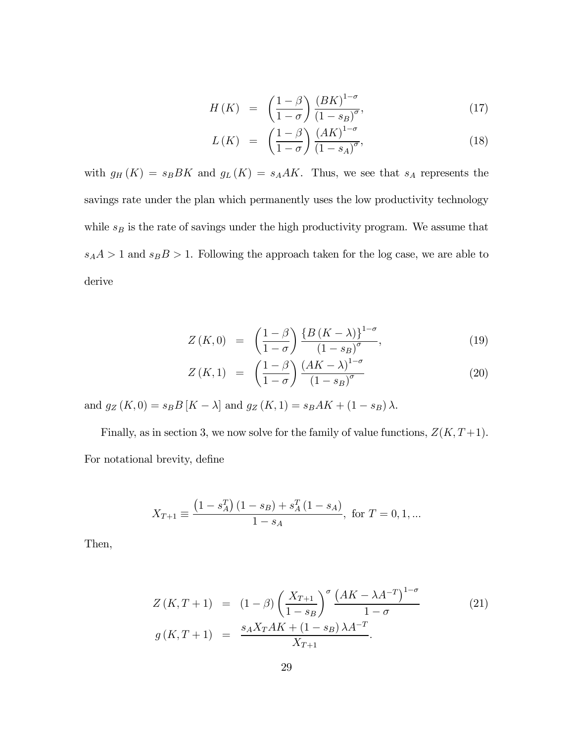$$
\begin{aligned}
H(K) &= \left(\frac{1-\beta}{1-\sigma}\right)\frac{(BK)^{1-\sigma}}{(1-s_B)^{\sigma}}, &(17)\\
L(K) &= \left(\frac{1-\beta}{1-\sigma}\right)\frac{(AK)^{1-\sigma}}{(1-s_A)^{\sigma}}, &(18)
\end{aligned}
$$

with $g_H(K) = s_B BK$ and $g_L(K) = s_A AK$. Thus, we see that $s_A$ represents the savings rate under the plan which permanently uses the low productivity technology while $s_B$ is the rate of savings under the high productivity program. We assume that $s_A A > 1$ and $s_B B > 1$. Following the approach taken for the log case, we are able to derive

$$
\begin{aligned}
Z(K,0) &= \left(\frac{1-\beta}{1-\sigma}\right)\frac{\{B(K-\lambda)\}^{1-\sigma}}{(1-s_B)^{\sigma}}, &(19)\\
Z(K,1) &= \left(\frac{1-\beta}{1-\sigma}\right)\frac{(AK-\lambda)^{1-\sigma}}{(1-s_B)^{\sigma}} &(20)
\end{aligned}
$$

and $g_Z(K,0) = s_B B[K-\lambda]$ and $g_Z(K,1) = s_B AK + (1-s_B)\lambda$.

Finally, as in section 3, we now solve for the family of value functions, $Z(K, T+1)$. For notational brevity, define

$$
X_{T+1} \equiv \frac{\left(1-s_A^T\right)(1-s_B) + s_A^T(1-s_A)}{1-s_A}, \text{ for } T = 0, 1, ...
$$

Then,

$$
\begin{aligned}
Z(K,T+1) &= (1-\beta)\left(\frac{X_{T+1}}{1-s_B}\right)^{\sigma}\frac{\left(AK-\lambda A^{-T}\right)^{1-\sigma}}{1-\sigma} &(21)\\
g(K,T+1) &= \frac{s_A X_T AK + (1-s_B)\lambda A^{-T}}{X_{T+1}}.
\end{aligned}
$$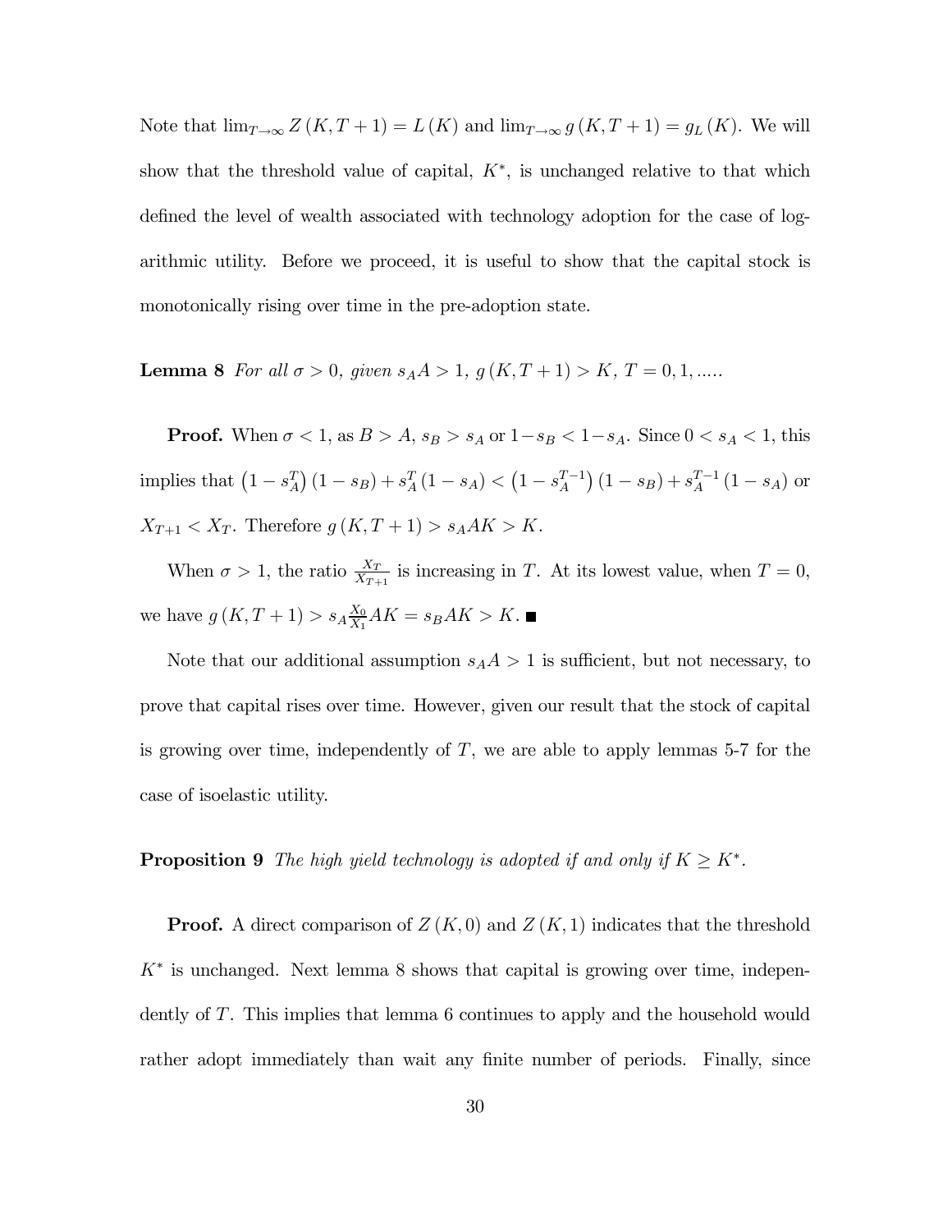Note that $\lim_{T\to\infty} Z(K, T+1) = L(K)$ and $\lim_{T\to\infty} g(K, T+1) = g_L(K)$. We will show that the threshold value of capital, $K^*$, is unchanged relative to that which defined the level of wealth associated with technology adoption for the case of logarithmic utility. Before we proceed, it is useful to show that the capital stock is monotonically rising over time in the pre-adoption state.

**Lemma 8** *For all $\sigma > 0$, given $s_A A > 1$, $g(K, T+1) > K$, $T = 0, 1, \ldots$.*

**Proof.** When $\sigma < 1$, as $B > A$, $s_B > s_A$ or $1 - s_B < 1 - s_A$. Since $0 < s_A < 1$, this implies that $(1 - s_A^T)(1 - s_B) + s_A^T (1 - s_A) < (1 - s_A^{T-1})(1 - s_B) + s_A^{T-1}(1 - s_A)$ or $X_{T+1} < X_T$. Therefore $g(K, T+1) > s_A AK > K$.

When $\sigma > 1$, the ratio $\frac{X_T}{X_{T+1}}$ is increasing in $T$. At its lowest value, when $T = 0$, we have $g(K, T+1) > s_A \frac{X_0}{X_1} AK = s_B AK > K$. ■

Note that our additional assumption $s_A A > 1$ is sufficient, but not necessary, to prove that capital rises over time. However, given our result that the stock of capital is growing over time, independently of $T$, we are able to apply lemmas 5-7 for the case of isoelastic utility.

**Proposition 9** *The high yield technology is adopted if and only if $K \geq K^*$.*

**Proof.** A direct comparison of $Z(K, 0)$ and $Z(K, 1)$ indicates that the threshold $K^*$ is unchanged. Next lemma 8 shows that capital is growing over time, independently of $T$. This implies that lemma 6 continues to apply and the household would rather adopt immediately than wait any finite number of periods. Finally, since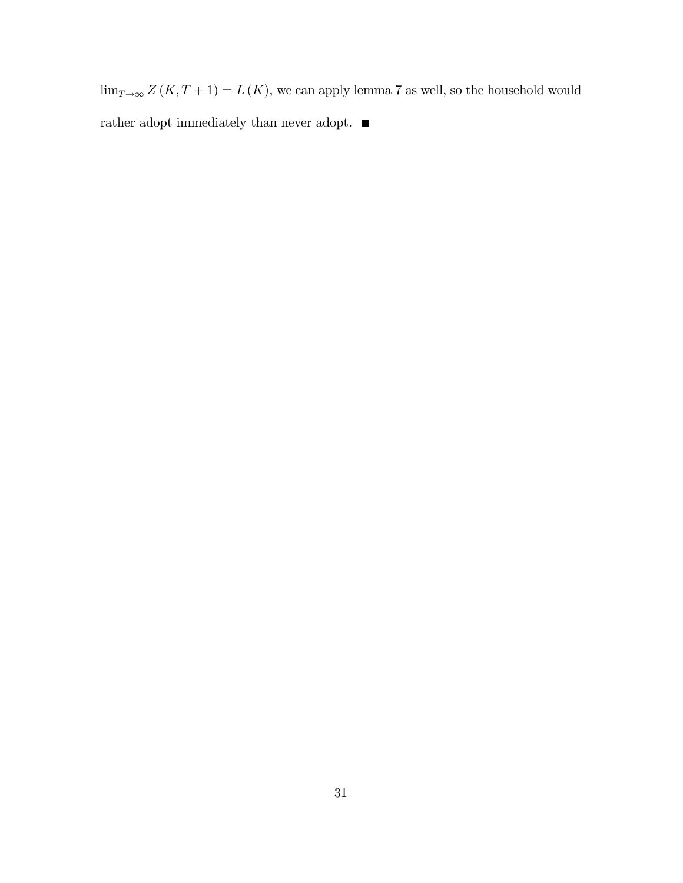$\lim_{T\to\infty} Z(K, T+1) = L(K)$, we can apply lemma 7 as well, so the household would rather adopt immediately than never adopt. ■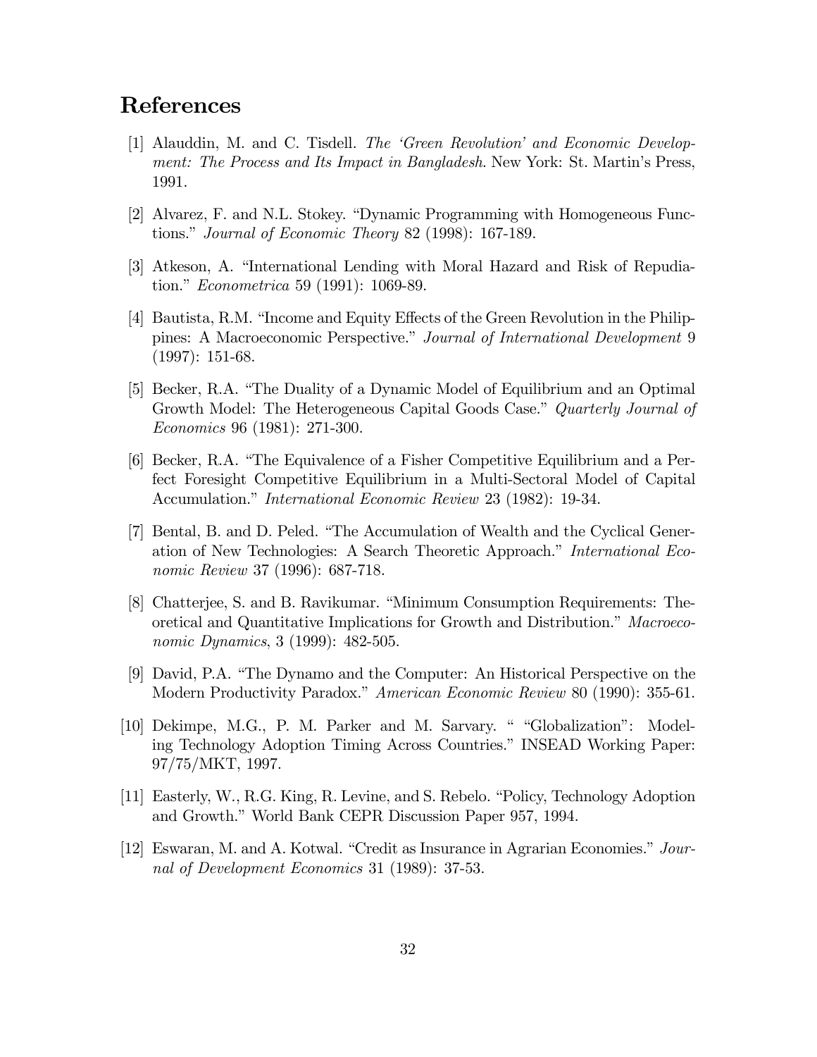## References

[1] Alauddin, M. and C. Tisdell. *The 'Green Revolution' and Economic Development: The Process and Its Impact in Bangladesh*. New York: St. Martin's Press, 1991.

[2] Alvarez, F. and N.L. Stokey. "Dynamic Programming with Homogeneous Functions." *Journal of Economic Theory* 82 (1998): 167-189.

[3] Atkeson, A. "International Lending with Moral Hazard and Risk of Repudiation." *Econometrica* 59 (1991): 1069-89.

[4] Bautista, R.M. "Income and Equity Effects of the Green Revolution in the Philippines: A Macroeconomic Perspective." *Journal of International Development* 9 (1997): 151-68.

[5] Becker, R.A. "The Duality of a Dynamic Model of Equilibrium and an Optimal Growth Model: The Heterogeneous Capital Goods Case." *Quarterly Journal of Economics* 96 (1981): 271-300.

[6] Becker, R.A. "The Equivalence of a Fisher Competitive Equilibrium and a Perfect Foresight Competitive Equilibrium in a Multi-Sectoral Model of Capital Accumulation." *International Economic Review* 23 (1982): 19-34.

[7] Bental, B. and D. Peled. "The Accumulation of Wealth and the Cyclical Generation of New Technologies: A Search Theoretic Approach." *International Economic Review* 37 (1996): 687-718.

[8] Chatterjee, S. and B. Ravikumar. "Minimum Consumption Requirements: Theoretical and Quantitative Implications for Growth and Distribution." *Macroeconomic Dynamics*, 3 (1999): 482-505.

[9] David, P.A. "The Dynamo and the Computer: An Historical Perspective on the Modern Productivity Paradox." *American Economic Review* 80 (1990): 355-61.

[10] Dekimpe, M.G., P. M. Parker and M. Sarvary. " "Globalization": Modeling Technology Adoption Timing Across Countries." INSEAD Working Paper: 97/75/MKT, 1997.

[11] Easterly, W., R.G. King, R. Levine, and S. Rebelo. "Policy, Technology Adoption and Growth." World Bank CEPR Discussion Paper 957, 1994.

[12] Eswaran, M. and A. Kotwal. "Credit as Insurance in Agrarian Economies." *Journal of Development Economics* 31 (1989): 37-53.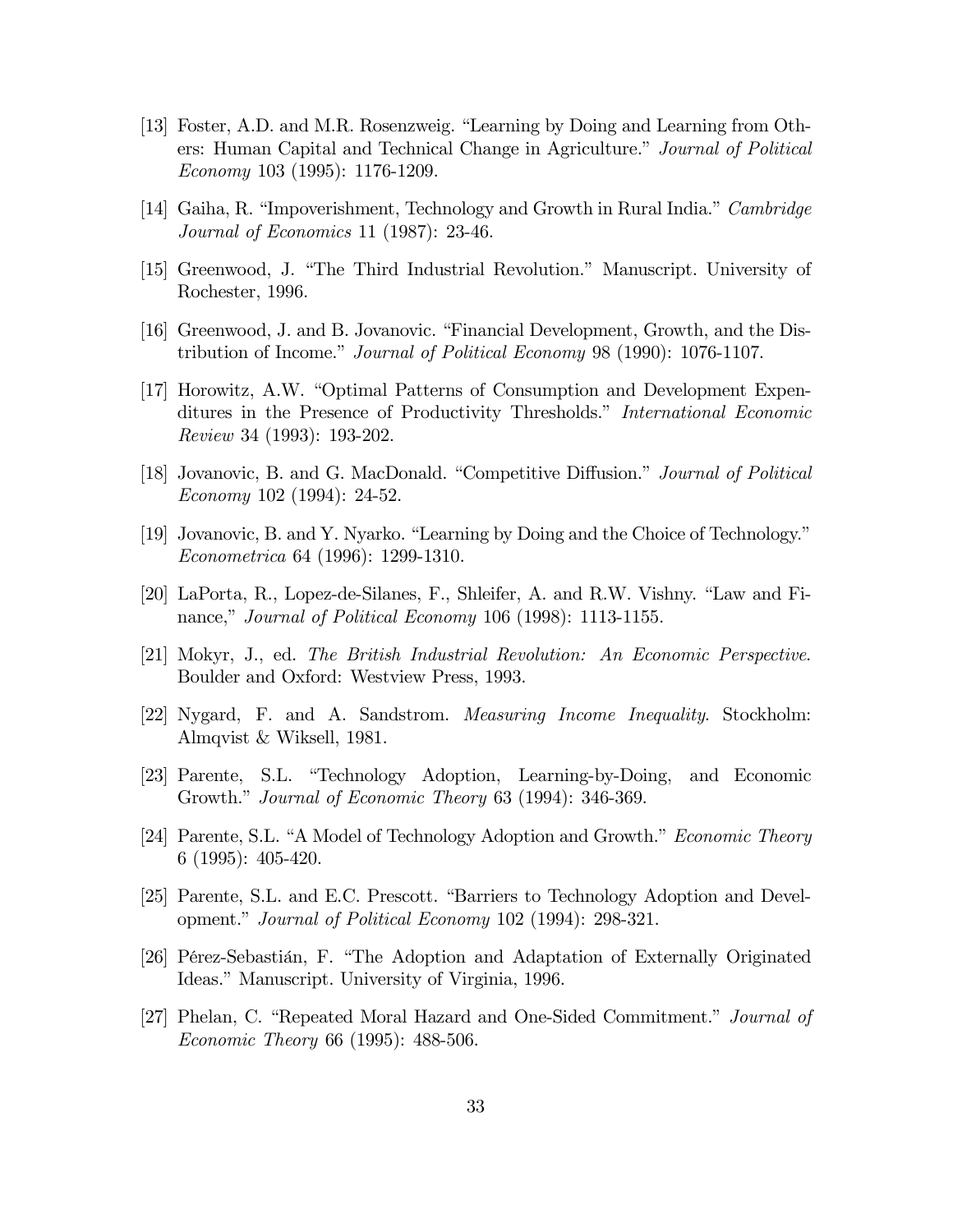[13] Foster, A.D. and M.R. Rosenzweig. "Learning by Doing and Learning from Others: Human Capital and Technical Change in Agriculture." *Journal of Political Economy* 103 (1995): 1176-1209.

[14] Gaiha, R. "Impoverishment, Technology and Growth in Rural India." *Cambridge Journal of Economics* 11 (1987): 23-46.

[15] Greenwood, J. "The Third Industrial Revolution." Manuscript. University of Rochester, 1996.

[16] Greenwood, J. and B. Jovanovic. "Financial Development, Growth, and the Distribution of Income." *Journal of Political Economy* 98 (1990): 1076-1107.

[17] Horowitz, A.W. "Optimal Patterns of Consumption and Development Expenditures in the Presence of Productivity Thresholds." *International Economic Review* 34 (1993): 193-202.

[18] Jovanovic, B. and G. MacDonald. "Competitive Diffusion." *Journal of Political Economy* 102 (1994): 24-52.

[19] Jovanovic, B. and Y. Nyarko. "Learning by Doing and the Choice of Technology." *Econometrica* 64 (1996): 1299-1310.

[20] LaPorta, R., Lopez-de-Silanes, F., Shleifer, A. and R.W. Vishny. "Law and Finance," *Journal of Political Economy* 106 (1998): 1113-1155.

[21] Mokyr, J., ed. *The British Industrial Revolution: An Economic Perspective*. Boulder and Oxford: Westview Press, 1993.

[22] Nygard, F. and A. Sandstrom. *Measuring Income Inequality*. Stockholm: Almqvist & Wiksell, 1981.

[23] Parente, S.L. "Technology Adoption, Learning-by-Doing, and Economic Growth." *Journal of Economic Theory* 63 (1994): 346-369.

[24] Parente, S.L. "A Model of Technology Adoption and Growth." *Economic Theory* 6 (1995): 405-420.

[25] Parente, S.L. and E.C. Prescott. "Barriers to Technology Adoption and Development." *Journal of Political Economy* 102 (1994): 298-321.

[26] Pérez-Sebastián, F. "The Adoption and Adaptation of Externally Originated Ideas." Manuscript. University of Virginia, 1996.

[27] Phelan, C. "Repeated Moral Hazard and One-Sided Commitment." *Journal of Economic Theory* 66 (1995): 488-506.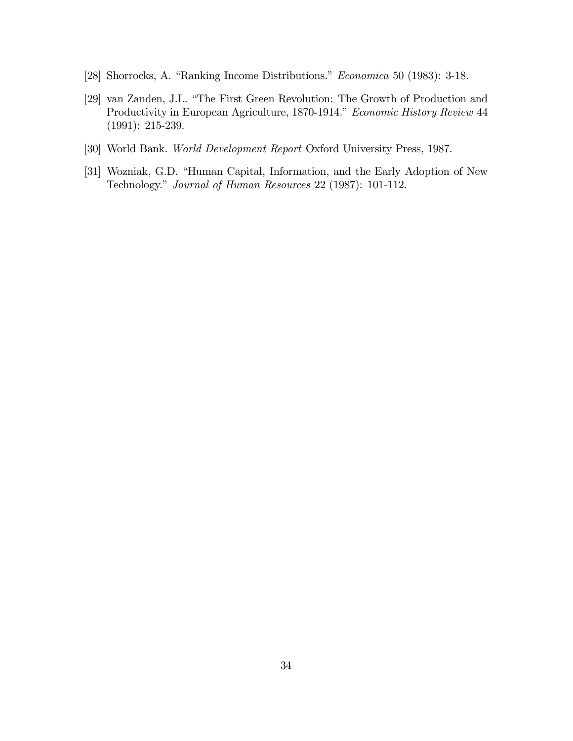[28] Shorrocks, A. "Ranking Income Distributions." *Economica* 50 (1983): 3-18.

[29] van Zanden, J.L. "The First Green Revolution: The Growth of Production and Productivity in European Agriculture, 1870-1914." *Economic History Review* 44 (1991): 215-239.

[30] World Bank. *World Development Report* Oxford University Press, 1987.

[31] Wozniak, G.D. "Human Capital, Information, and the Early Adoption of New Technology." *Journal of Human Resources* 22 (1987): 101-112.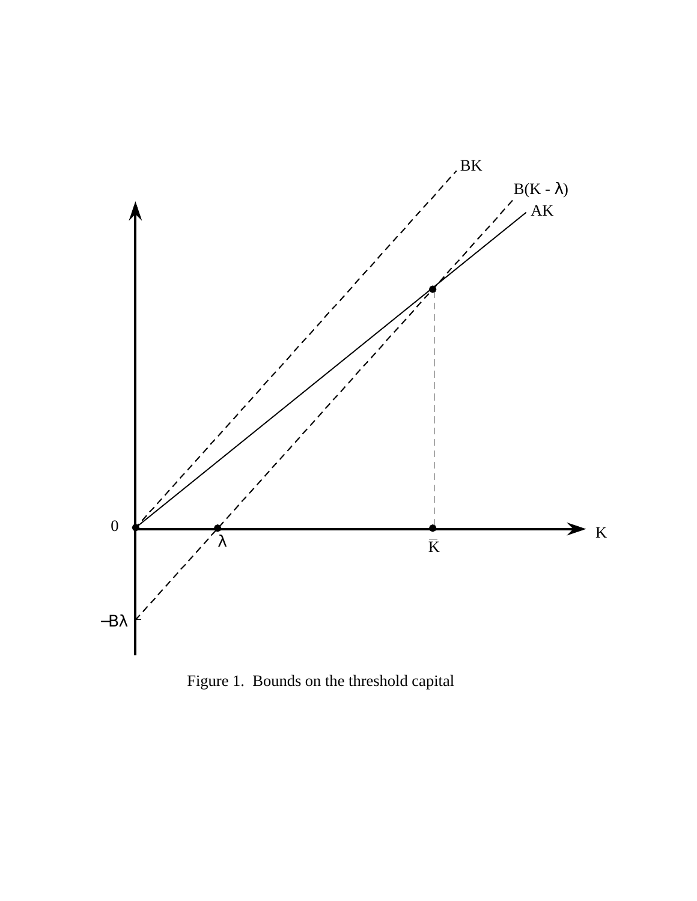Figure 1. Bounds on the threshold capital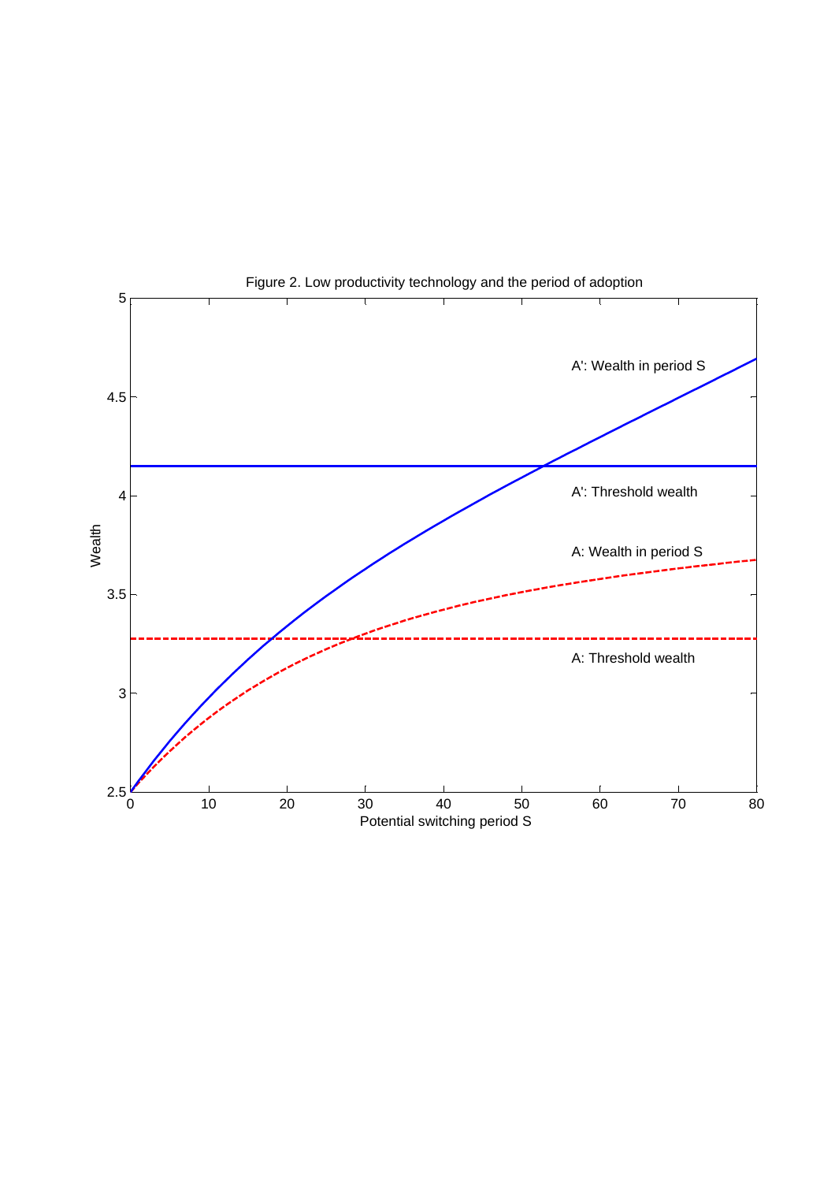Figure 2. Low productivity technology and the period of adoption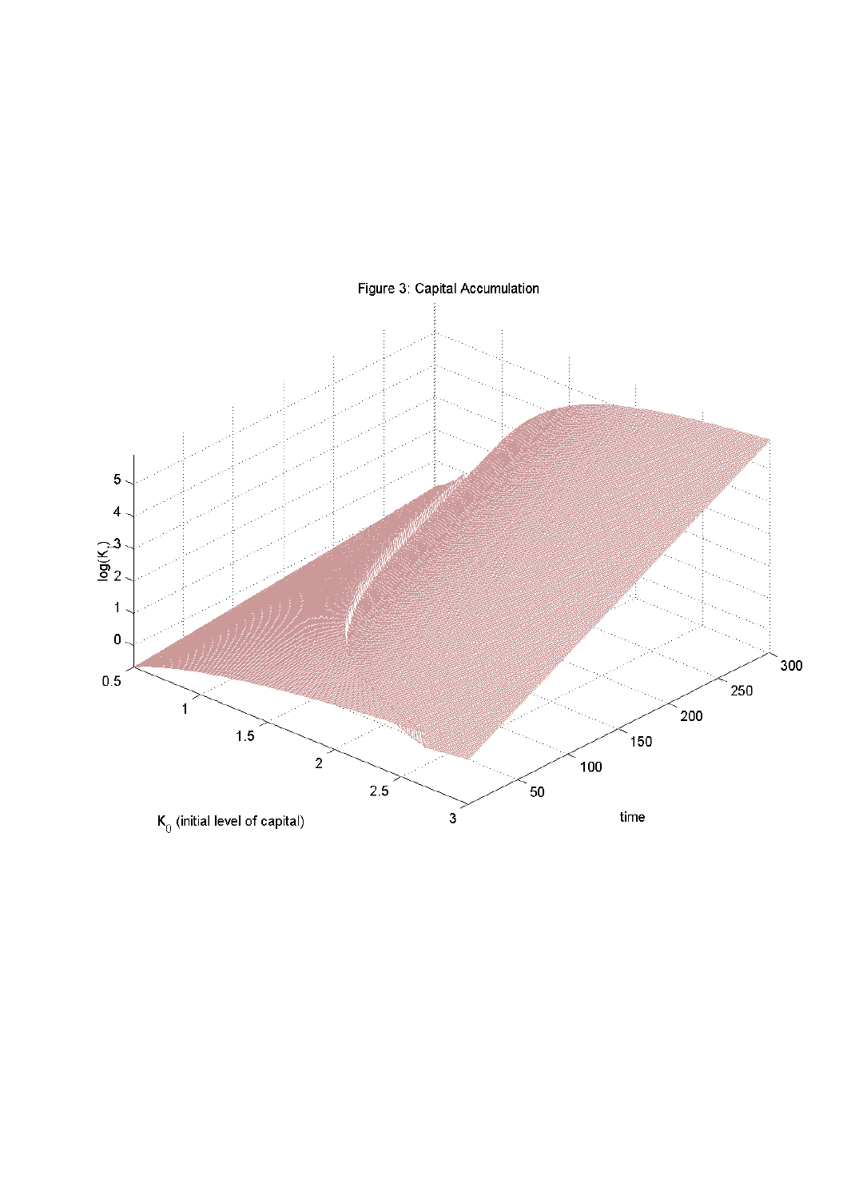Figure 3: Capital Accumulation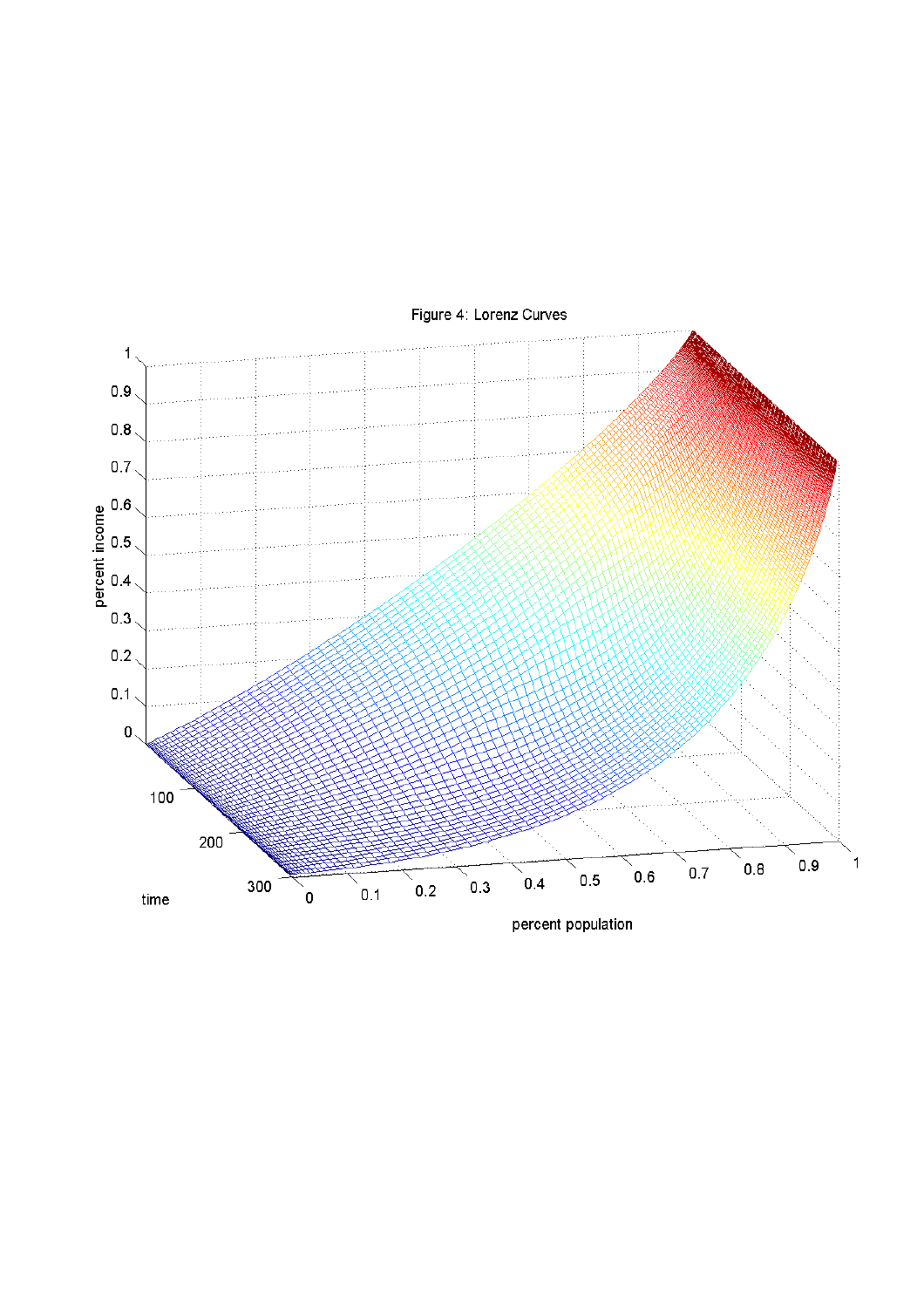Figure 4: Lorenz Curves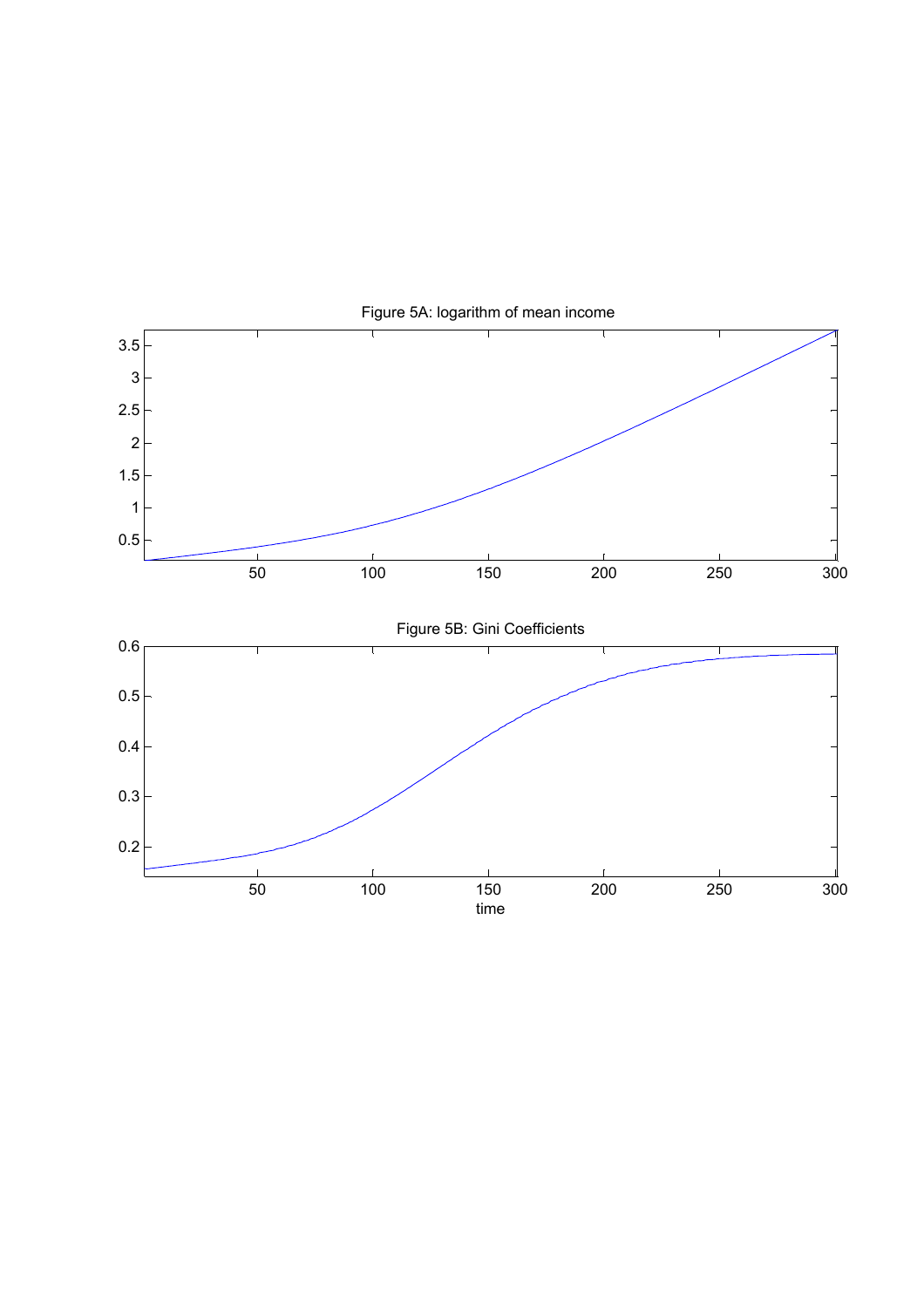Figure 5A: logarithm of mean income

3.5
3
2.5
2
1.5
1
0.5

50 100 150 200 250 300

Figure 5B: Gini Coefficients

0.6
0.5
0.4
0.3
0.2

50 100 150 200 250 300

time